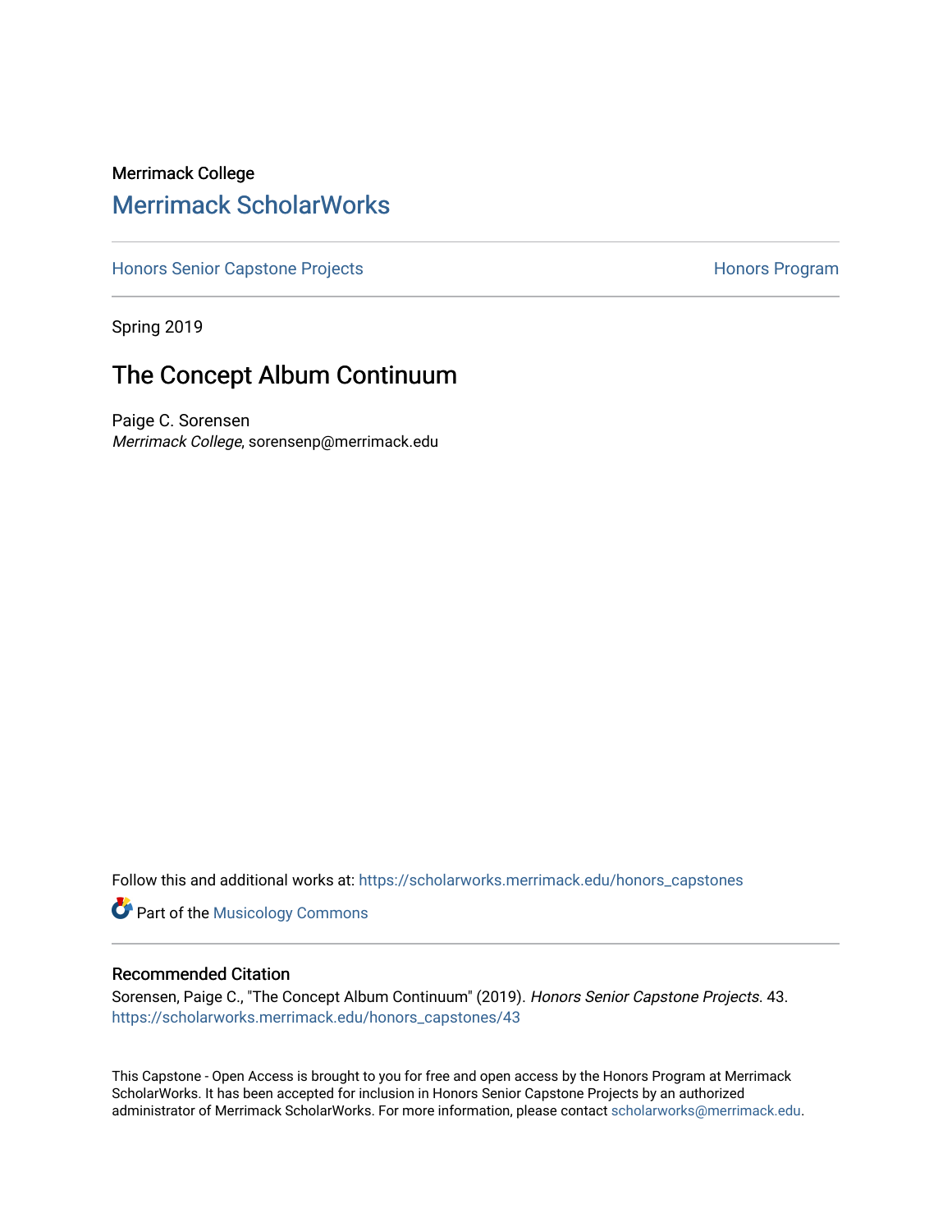Merrimack College

## Merrimack ScholarWorks

Honors Senior Capstone Projects | Honors Program

Spring 2019

# The Concept Album Continuum

Paige C. Sorensen
*Merrimack College*, sorensenp@merrimack.edu

Follow this and additional works at: https://scholarworks.merrimack.edu/honors_capstones

Part of the Musicology Commons

### Recommended Citation

Sorensen, Paige C., "The Concept Album Continuum" (2019). *Honors Senior Capstone Projects*. 43.
https://scholarworks.merrimack.edu/honors_capstones/43

This Capstone - Open Access is brought to you for free and open access by the Honors Program at Merrimack ScholarWorks. It has been accepted for inclusion in Honors Senior Capstone Projects by an authorized administrator of Merrimack ScholarWorks. For more information, please contact scholarworks@merrimack.edu.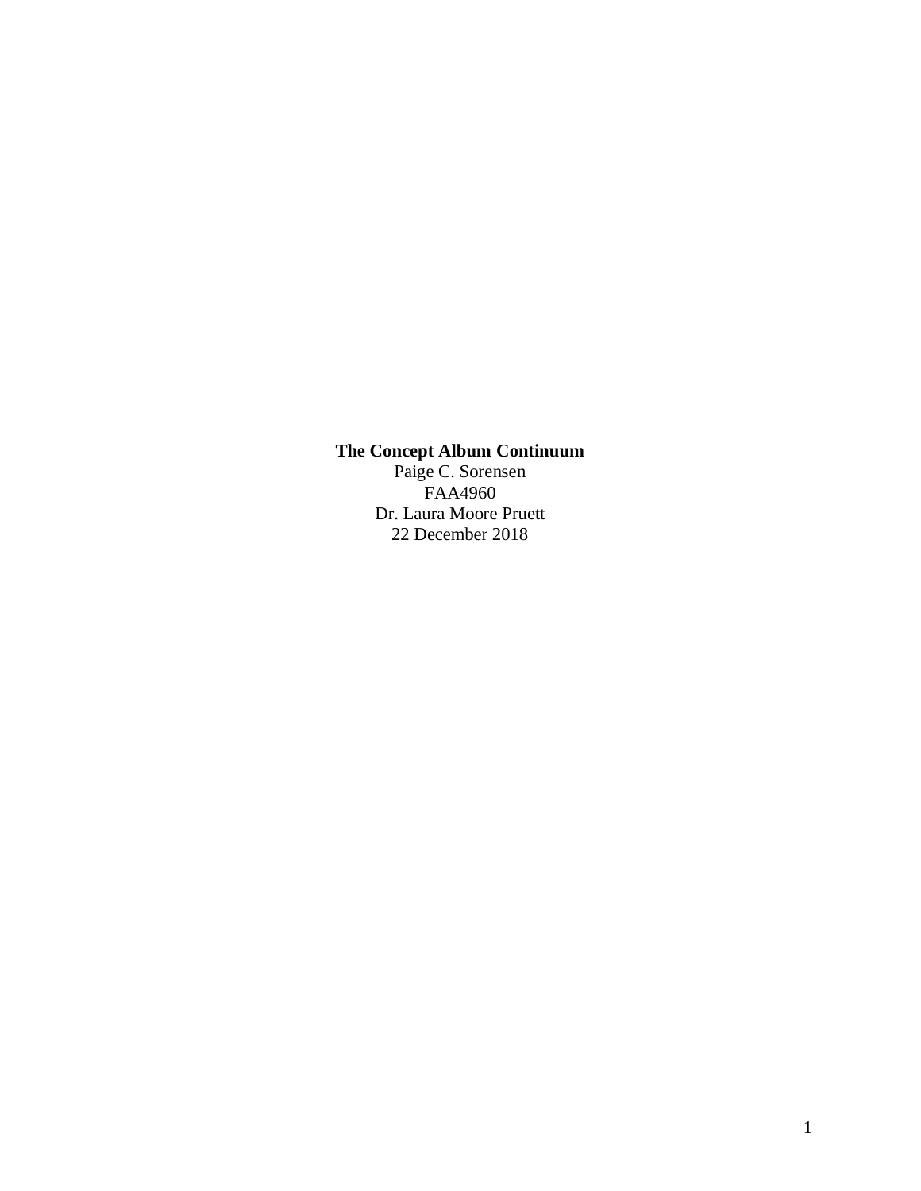**The Concept Album Continuum**

Paige C. Sorensen

FAA4960

Dr. Laura Moore Pruett

22 December 2018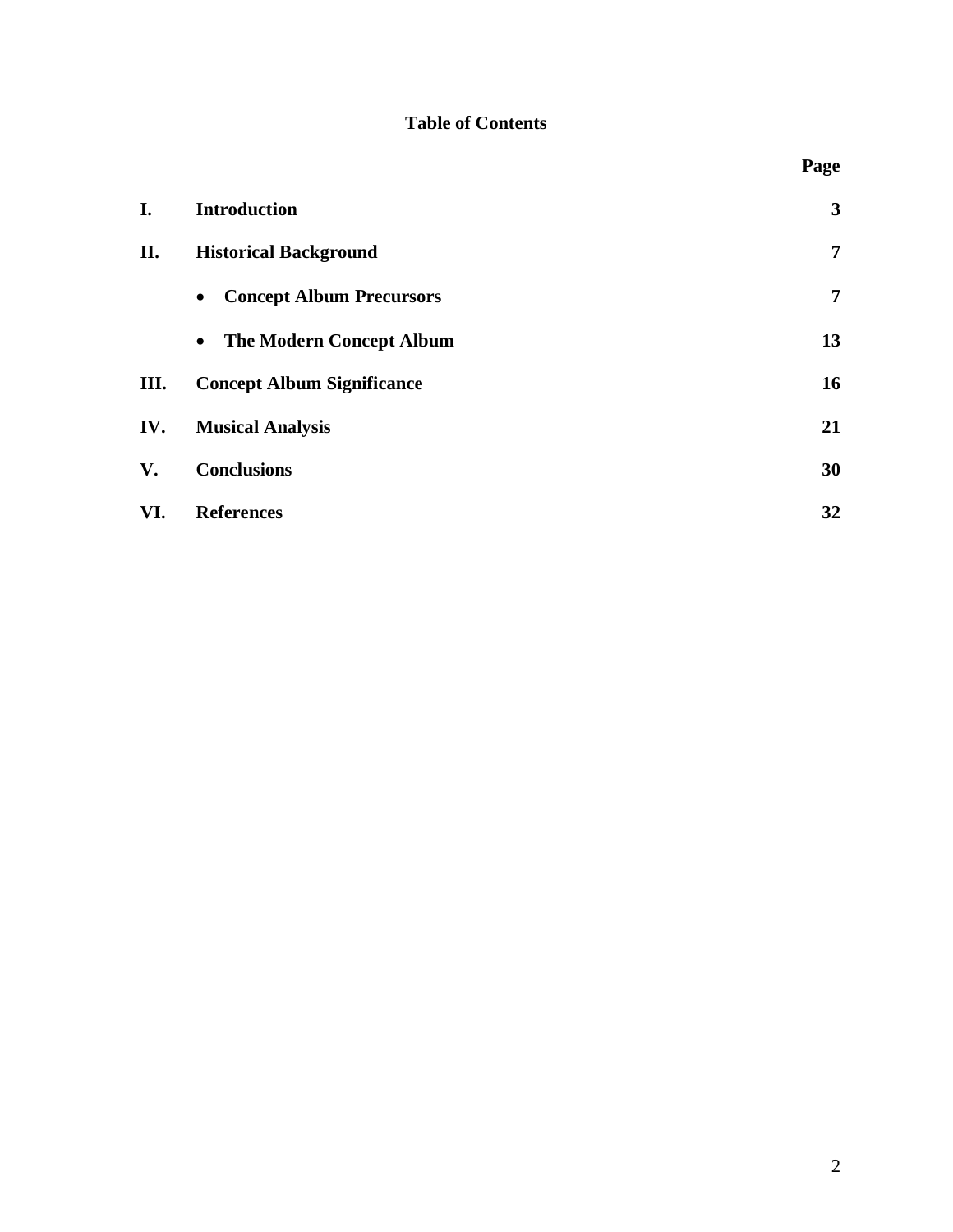## Table of Contents

| | | Page |
|---|---|---|
| **I.** | **Introduction** | **3** |
| **II.** | **Historical Background** | **7** |
| | • **Concept Album Precursors** | **7** |
| | • **The Modern Concept Album** | **13** |
| **III.** | **Concept Album Significance** | **16** |
| **IV.** | **Musical Analysis** | **21** |
| **V.** | **Conclusions** | **30** |
| **VI.** | **References** | **32** |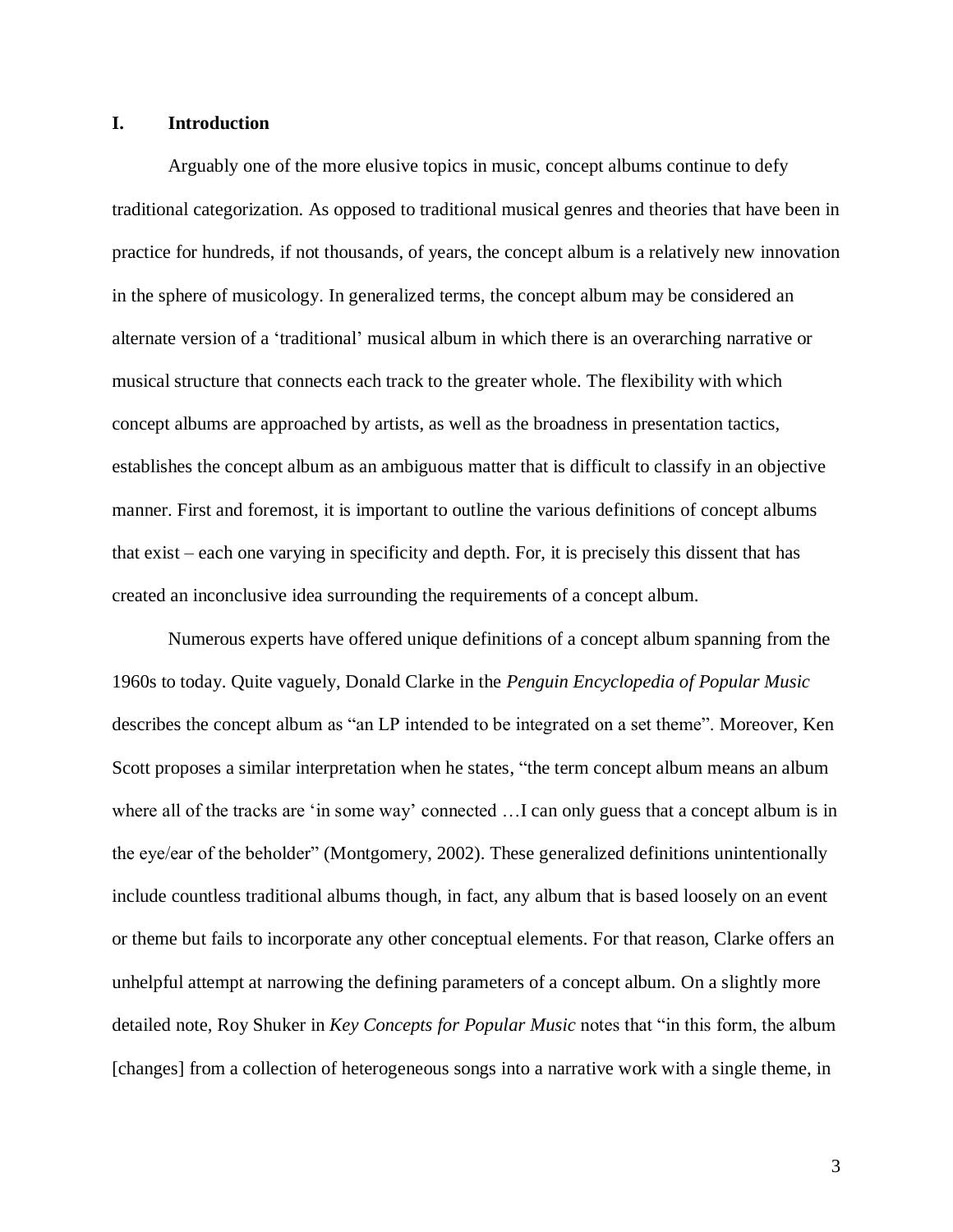## I. Introduction

Arguably one of the more elusive topics in music, concept albums continue to defy traditional categorization. As opposed to traditional musical genres and theories that have been in practice for hundreds, if not thousands, of years, the concept album is a relatively new innovation in the sphere of musicology. In generalized terms, the concept album may be considered an alternate version of a 'traditional' musical album in which there is an overarching narrative or musical structure that connects each track to the greater whole. The flexibility with which concept albums are approached by artists, as well as the broadness in presentation tactics, establishes the concept album as an ambiguous matter that is difficult to classify in an objective manner. First and foremost, it is important to outline the various definitions of concept albums that exist – each one varying in specificity and depth. For, it is precisely this dissent that has created an inconclusive idea surrounding the requirements of a concept album.

Numerous experts have offered unique definitions of a concept album spanning from the 1960s to today. Quite vaguely, Donald Clarke in the *Penguin Encyclopedia of Popular Music* describes the concept album as "an LP intended to be integrated on a set theme". Moreover, Ken Scott proposes a similar interpretation when he states, "the term concept album means an album where all of the tracks are 'in some way' connected …I can only guess that a concept album is in the eye/ear of the beholder" (Montgomery, 2002). These generalized definitions unintentionally include countless traditional albums though, in fact, any album that is based loosely on an event or theme but fails to incorporate any other conceptual elements. For that reason, Clarke offers an unhelpful attempt at narrowing the defining parameters of a concept album. On a slightly more detailed note, Roy Shuker in *Key Concepts for Popular Music* notes that "in this form, the album [changes] from a collection of heterogeneous songs into a narrative work with a single theme, in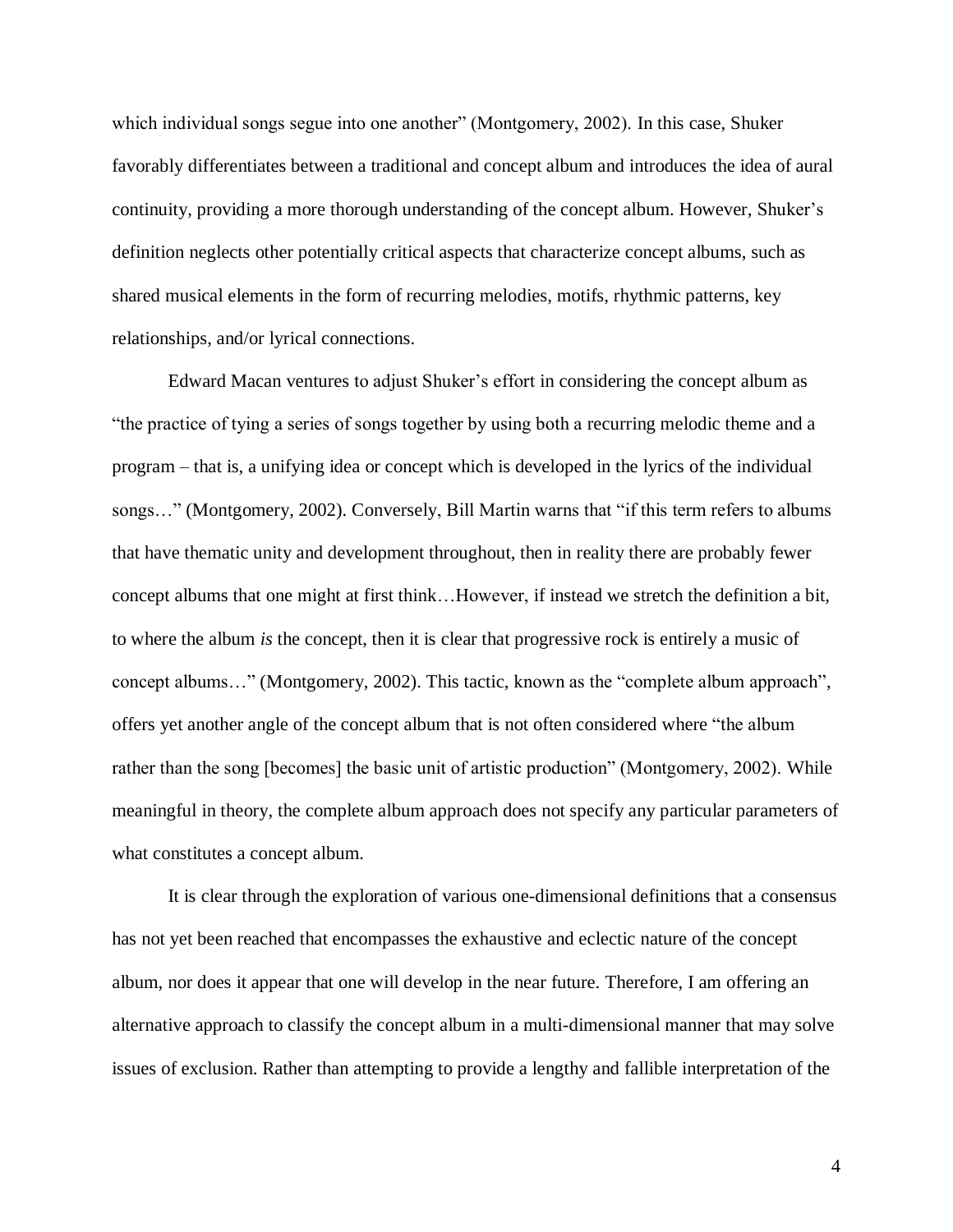which individual songs segue into one another" (Montgomery, 2002). In this case, Shuker favorably differentiates between a traditional and concept album and introduces the idea of aural continuity, providing a more thorough understanding of the concept album. However, Shuker's definition neglects other potentially critical aspects that characterize concept albums, such as shared musical elements in the form of recurring melodies, motifs, rhythmic patterns, key relationships, and/or lyrical connections.

Edward Macan ventures to adjust Shuker's effort in considering the concept album as "the practice of tying a series of songs together by using both a recurring melodic theme and a program – that is, a unifying idea or concept which is developed in the lyrics of the individual songs…" (Montgomery, 2002). Conversely, Bill Martin warns that "if this term refers to albums that have thematic unity and development throughout, then in reality there are probably fewer concept albums that one might at first think…However, if instead we stretch the definition a bit, to where the album *is* the concept, then it is clear that progressive rock is entirely a music of concept albums…" (Montgomery, 2002). This tactic, known as the "complete album approach", offers yet another angle of the concept album that is not often considered where "the album rather than the song [becomes] the basic unit of artistic production" (Montgomery, 2002). While meaningful in theory, the complete album approach does not specify any particular parameters of what constitutes a concept album.

It is clear through the exploration of various one-dimensional definitions that a consensus has not yet been reached that encompasses the exhaustive and eclectic nature of the concept album, nor does it appear that one will develop in the near future. Therefore, I am offering an alternative approach to classify the concept album in a multi-dimensional manner that may solve issues of exclusion. Rather than attempting to provide a lengthy and fallible interpretation of the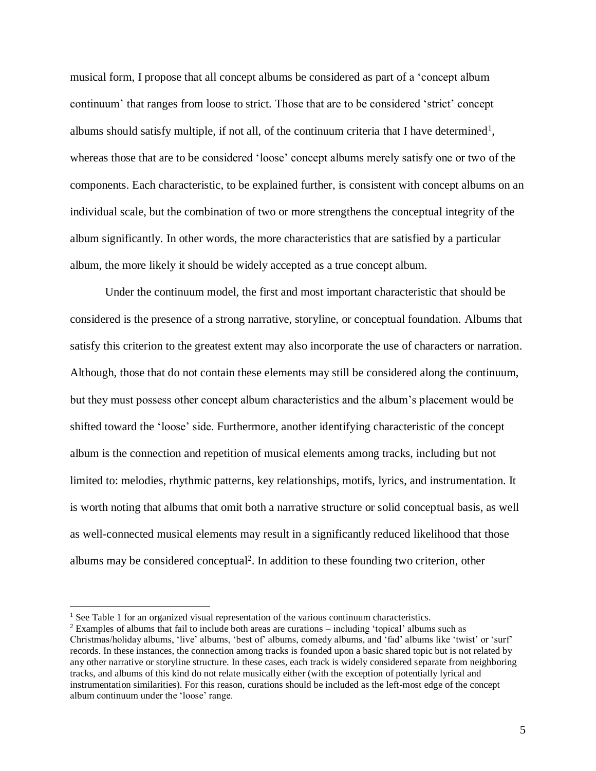musical form, I propose that all concept albums be considered as part of a 'concept album continuum' that ranges from loose to strict. Those that are to be considered 'strict' concept albums should satisfy multiple, if not all, of the continuum criteria that I have determined[1], whereas those that are to be considered 'loose' concept albums merely satisfy one or two of the components. Each characteristic, to be explained further, is consistent with concept albums on an individual scale, but the combination of two or more strengthens the conceptual integrity of the album significantly. In other words, the more characteristics that are satisfied by a particular album, the more likely it should be widely accepted as a true concept album.

Under the continuum model, the first and most important characteristic that should be considered is the presence of a strong narrative, storyline, or conceptual foundation. Albums that satisfy this criterion to the greatest extent may also incorporate the use of characters or narration. Although, those that do not contain these elements may still be considered along the continuum, but they must possess other concept album characteristics and the album's placement would be shifted toward the 'loose' side. Furthermore, another identifying characteristic of the concept album is the connection and repetition of musical elements among tracks, including but not limited to: melodies, rhythmic patterns, key relationships, motifs, lyrics, and instrumentation. It is worth noting that albums that omit both a narrative structure or solid conceptual basis, as well as well-connected musical elements may result in a significantly reduced likelihood that those albums may be considered conceptual[2]. In addition to these founding two criterion, other

---

[1] See Table 1 for an organized visual representation of the various continuum characteristics.

[2] Examples of albums that fail to include both areas are curations – including 'topical' albums such as Christmas/holiday albums, 'live' albums, 'best of' albums, comedy albums, and 'fad' albums like 'twist' or 'surf' records. In these instances, the connection among tracks is founded upon a basic shared topic but is not related by any other narrative or storyline structure. In these cases, each track is widely considered separate from neighboring tracks, and albums of this kind do not relate musically either (with the exception of potentially lyrical and instrumentation similarities). For this reason, curations should be included as the left-most edge of the concept album continuum under the 'loose' range.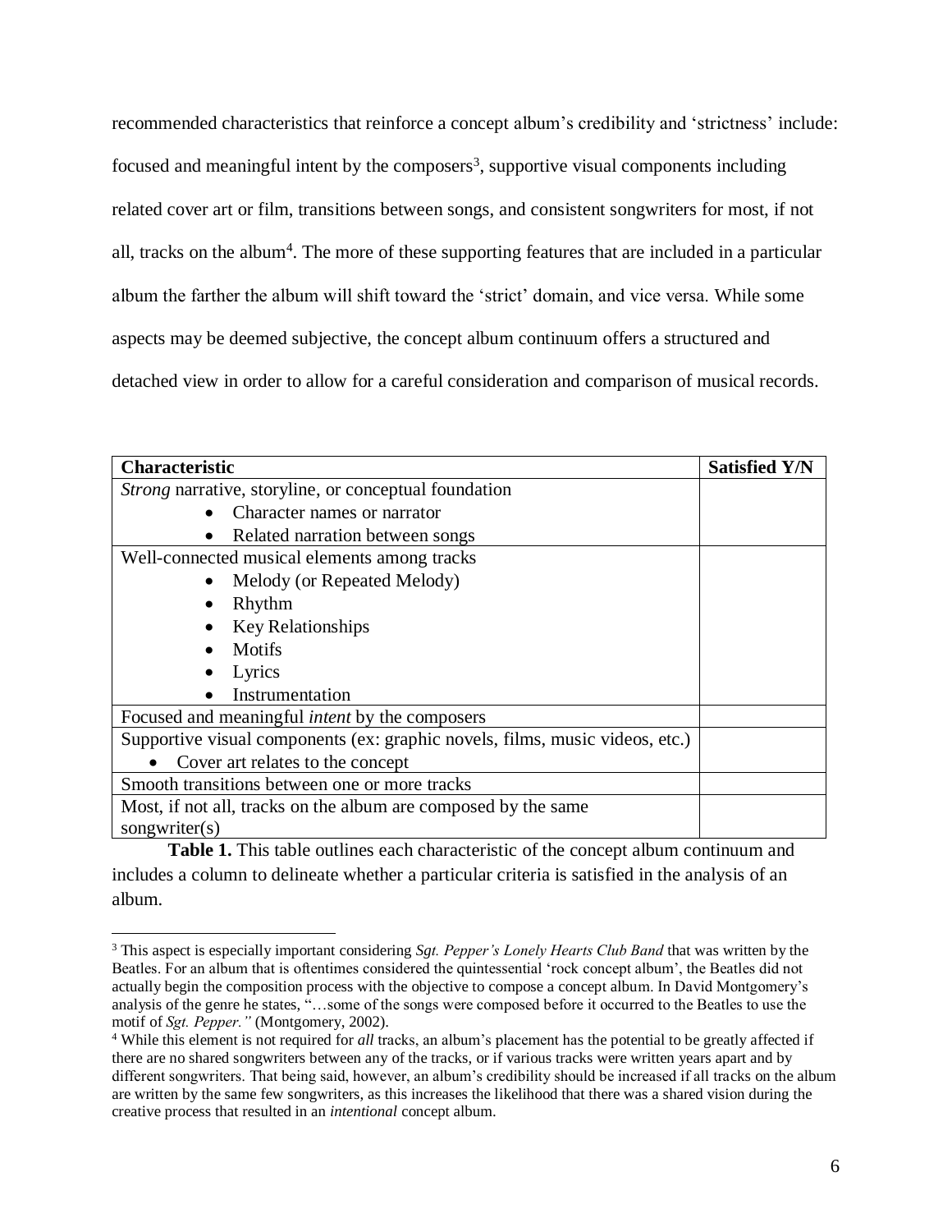recommended characteristics that reinforce a concept album's credibility and 'strictness' include: focused and meaningful intent by the composers[3], supportive visual components including related cover art or film, transitions between songs, and consistent songwriters for most, if not all, tracks on the album[4]. The more of these supporting features that are included in a particular album the farther the album will shift toward the 'strict' domain, and vice versa. While some aspects may be deemed subjective, the concept album continuum offers a structured and detached view in order to allow for a careful consideration and comparison of musical records.

| **Characteristic** | **Satisfied Y/N** |
| --- | --- |
| *Strong* narrative, storyline, or conceptual foundation<br>• Character names or narrator<br>• Related narration between songs | |
| Well-connected musical elements among tracks<br>• Melody (or Repeated Melody)<br>• Rhythm<br>• Key Relationships<br>• Motifs<br>• Lyrics<br>• Instrumentation | |
| Focused and meaningful *intent* by the composers | |
| Supportive visual components (ex: graphic novels, films, music videos, etc.)<br>• Cover art relates to the concept | |
| Smooth transitions between one or more tracks | |
| Most, if not all, tracks on the album are composed by the same songwriter(s) | |

**Table 1.** This table outlines each characteristic of the concept album continuum and includes a column to delineate whether a particular criteria is satisfied in the analysis of an album.

[3] This aspect is especially important considering *Sgt. Pepper's Lonely Hearts Club Band* that was written by the Beatles. For an album that is oftentimes considered the quintessential 'rock concept album', the Beatles did not actually begin the composition process with the objective to compose a concept album. In David Montgomery's analysis of the genre he states, "…some of the songs were composed before it occurred to the Beatles to use the motif of *Sgt. Pepper."* (Montgomery, 2002).

[4] While this element is not required for *all* tracks, an album's placement has the potential to be greatly affected if there are no shared songwriters between any of the tracks, or if various tracks were written years apart and by different songwriters. That being said, however, an album's credibility should be increased if all tracks on the album are written by the same few songwriters, as this increases the likelihood that there was a shared vision during the creative process that resulted in an *intentional* concept album.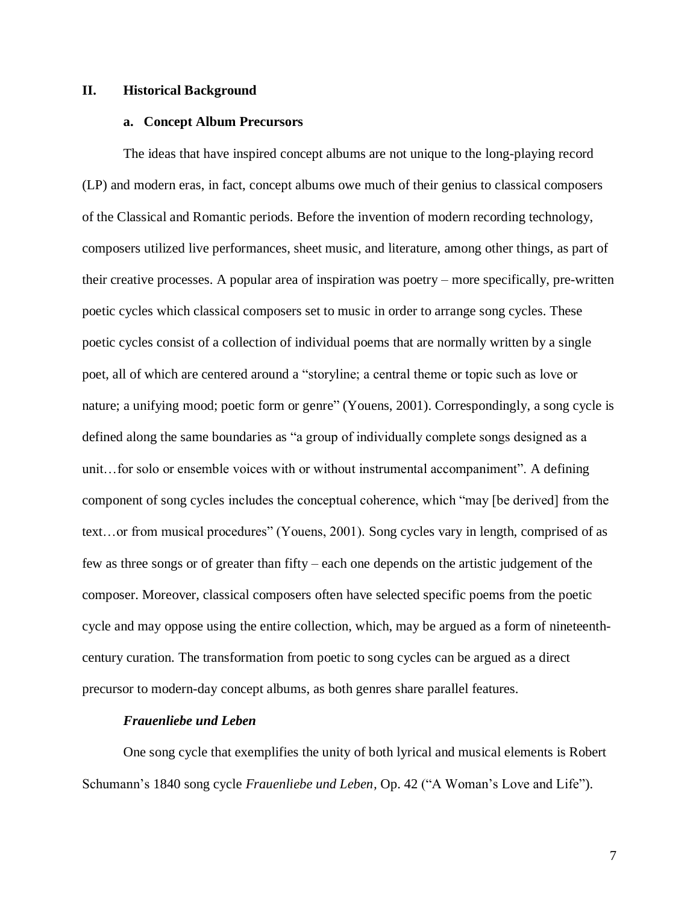## II. Historical Background

### a. Concept Album Precursors

The ideas that have inspired concept albums are not unique to the long-playing record (LP) and modern eras, in fact, concept albums owe much of their genius to classical composers of the Classical and Romantic periods. Before the invention of modern recording technology, composers utilized live performances, sheet music, and literature, among other things, as part of their creative processes. A popular area of inspiration was poetry – more specifically, pre-written poetic cycles which classical composers set to music in order to arrange song cycles. These poetic cycles consist of a collection of individual poems that are normally written by a single poet, all of which are centered around a "storyline; a central theme or topic such as love or nature; a unifying mood; poetic form or genre" (Youens, 2001). Correspondingly, a song cycle is defined along the same boundaries as "a group of individually complete songs designed as a unit…for solo or ensemble voices with or without instrumental accompaniment". A defining component of song cycles includes the conceptual coherence, which "may [be derived] from the text…or from musical procedures" (Youens, 2001). Song cycles vary in length, comprised of as few as three songs or of greater than fifty – each one depends on the artistic judgement of the composer. Moreover, classical composers often have selected specific poems from the poetic cycle and may oppose using the entire collection, which, may be argued as a form of nineteenth-century curation. The transformation from poetic to song cycles can be argued as a direct precursor to modern-day concept albums, as both genres share parallel features.

#### *Frauenliebe und Leben*

One song cycle that exemplifies the unity of both lyrical and musical elements is Robert Schumann's 1840 song cycle *Frauenliebe und Leben*, Op. 42 ("A Woman's Love and Life").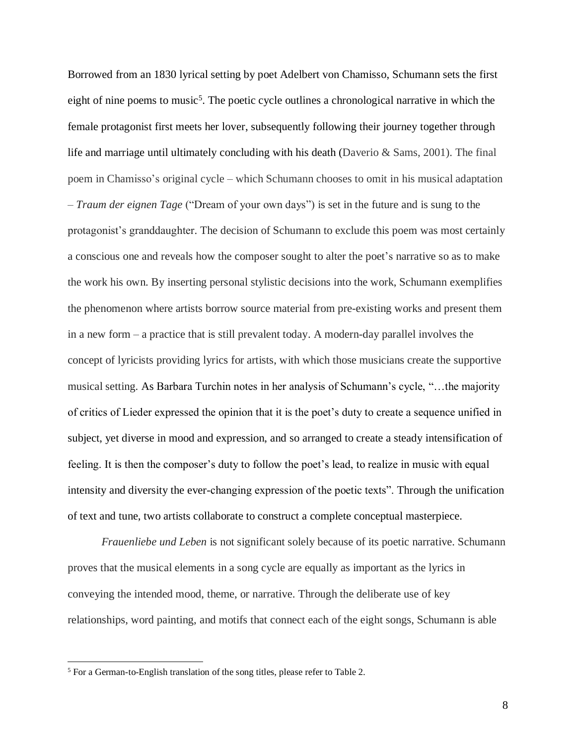Borrowed from an 1830 lyrical setting by poet Adelbert von Chamisso, Schumann sets the first eight of nine poems to music[5]. The poetic cycle outlines a chronological narrative in which the female protagonist first meets her lover, subsequently following their journey together through life and marriage until ultimately concluding with his death (Daverio & Sams, 2001). The final poem in Chamisso's original cycle – which Schumann chooses to omit in his musical adaptation – *Traum der eignen Tage* ("Dream of your own days") is set in the future and is sung to the protagonist's granddaughter. The decision of Schumann to exclude this poem was most certainly a conscious one and reveals how the composer sought to alter the poet's narrative so as to make the work his own. By inserting personal stylistic decisions into the work, Schumann exemplifies the phenomenon where artists borrow source material from pre-existing works and present them in a new form – a practice that is still prevalent today. A modern-day parallel involves the concept of lyricists providing lyrics for artists, with which those musicians create the supportive musical setting. As Barbara Turchin notes in her analysis of Schumann's cycle, "…the majority of critics of Lieder expressed the opinion that it is the poet's duty to create a sequence unified in subject, yet diverse in mood and expression, and so arranged to create a steady intensification of feeling. It is then the composer's duty to follow the poet's lead, to realize in music with equal intensity and diversity the ever-changing expression of the poetic texts". Through the unification of text and tune, two artists collaborate to construct a complete conceptual masterpiece.

*Frauenliebe und Leben* is not significant solely because of its poetic narrative. Schumann proves that the musical elements in a song cycle are equally as important as the lyrics in conveying the intended mood, theme, or narrative. Through the deliberate use of key relationships, word painting, and motifs that connect each of the eight songs, Schumann is able

[5] For a German-to-English translation of the song titles, please refer to Table 2.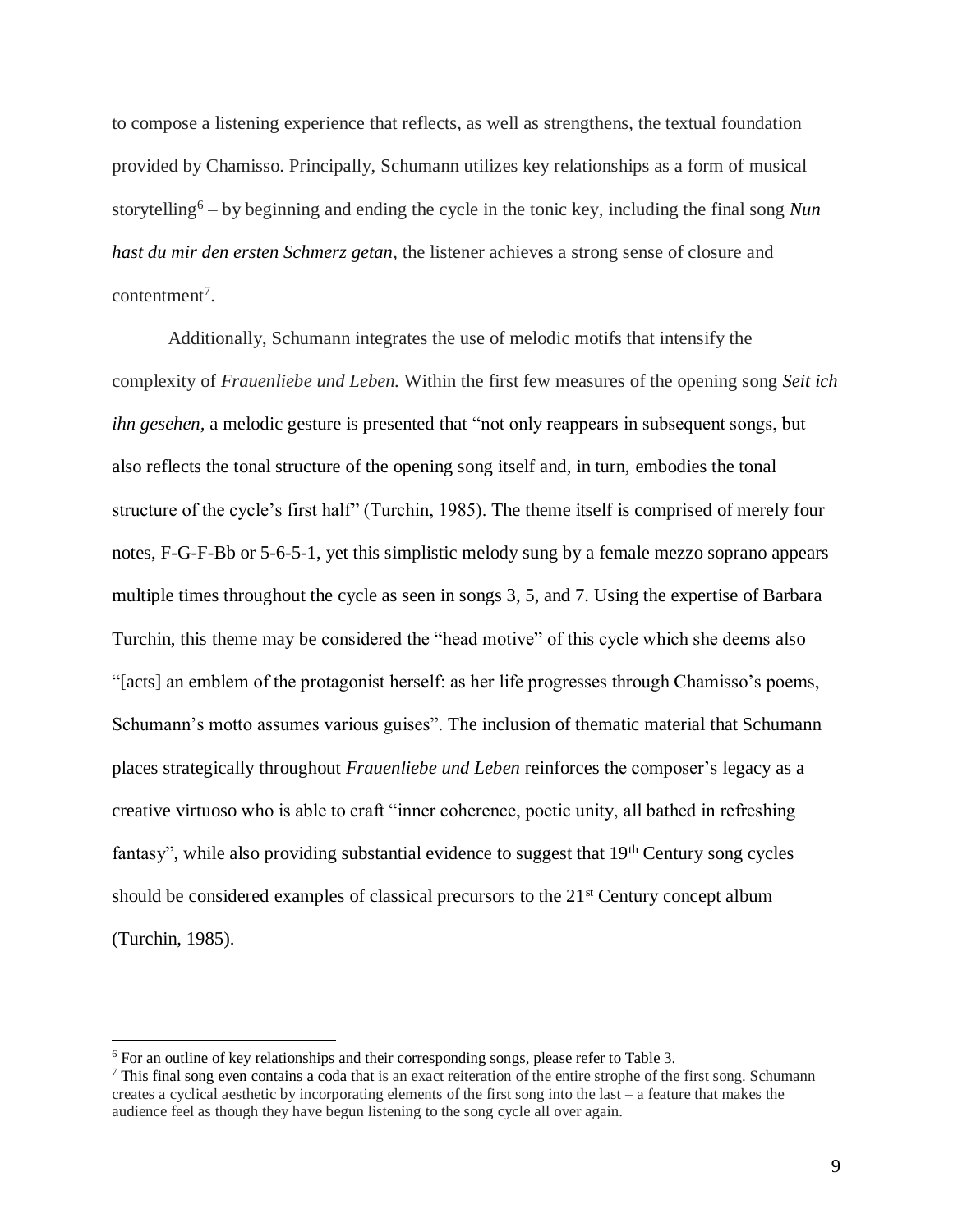to compose a listening experience that reflects, as well as strengthens, the textual foundation provided by Chamisso. Principally, Schumann utilizes key relationships as a form of musical storytelling[6] – by beginning and ending the cycle in the tonic key, including the final song *Nun hast du mir den ersten Schmerz getan*, the listener achieves a strong sense of closure and contentment[7].

Additionally, Schumann integrates the use of melodic motifs that intensify the complexity of *Frauenliebe und Leben.* Within the first few measures of the opening song *Seit ich ihn gesehen,* a melodic gesture is presented that "not only reappears in subsequent songs, but also reflects the tonal structure of the opening song itself and, in turn, embodies the tonal structure of the cycle's first half" (Turchin, 1985). The theme itself is comprised of merely four notes, F-G-F-Bb or 5-6-5-1, yet this simplistic melody sung by a female mezzo soprano appears multiple times throughout the cycle as seen in songs 3, 5, and 7. Using the expertise of Barbara Turchin, this theme may be considered the "head motive" of this cycle which she deems also "[acts] an emblem of the protagonist herself: as her life progresses through Chamisso's poems, Schumann's motto assumes various guises". The inclusion of thematic material that Schumann places strategically throughout *Frauenliebe und Leben* reinforces the composer's legacy as a creative virtuoso who is able to craft "inner coherence, poetic unity, all bathed in refreshing fantasy", while also providing substantial evidence to suggest that 19th Century song cycles should be considered examples of classical precursors to the 21st Century concept album (Turchin, 1985).

---

[6] For an outline of key relationships and their corresponding songs, please refer to Table 3.

[7] This final song even contains a coda that is an exact reiteration of the entire strophe of the first song. Schumann creates a cyclical aesthetic by incorporating elements of the first song into the last – a feature that makes the audience feel as though they have begun listening to the song cycle all over again.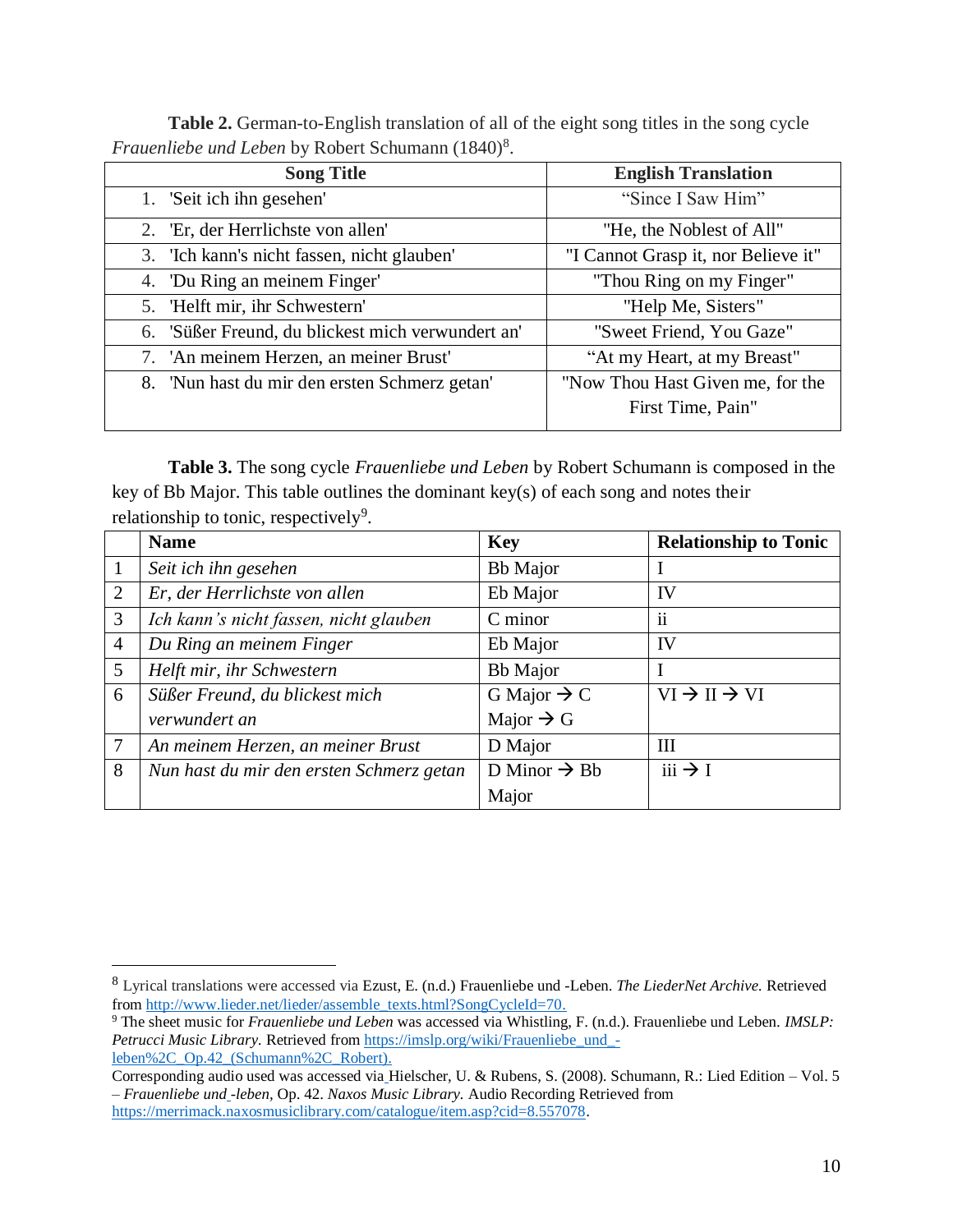**Table 2.** German-to-English translation of all of the eight song titles in the song cycle *Frauenliebe und Leben* by Robert Schumann (1840)[8].

| Song Title | English Translation |
|---|---|
| 1. 'Seit ich ihn gesehen' | "Since I Saw Him" |
| 2. 'Er, der Herrlichste von allen' | "He, the Noblest of All" |
| 3. 'Ich kann's nicht fassen, nicht glauben' | "I Cannot Grasp it, nor Believe it" |
| 4. 'Du Ring an meinem Finger' | "Thou Ring on my Finger" |
| 5. 'Helft mir, ihr Schwestern' | "Help Me, Sisters" |
| 6. 'Süßer Freund, du blickest mich verwundert an' | "Sweet Friend, You Gaze" |
| 7. 'An meinem Herzen, an meiner Brust' | "At my Heart, at my Breast" |
| 8. 'Nun hast du mir den ersten Schmerz getan' | "Now Thou Hast Given me, for the First Time, Pain" |

**Table 3.** The song cycle *Frauenliebe und Leben* by Robert Schumann is composed in the key of Bb Major. This table outlines the dominant key(s) of each song and notes their relationship to tonic, respectively[9].

| | Name | Key | Relationship to Tonic |
|---|---|---|---|
| 1 | *Seit ich ihn gesehen* | Bb Major | I |
| 2 | *Er, der Herrlichste von allen* | Eb Major | IV |
| 3 | *Ich kann's nicht fassen, nicht glauben* | C minor | ii |
| 4 | *Du Ring an meinem Finger* | Eb Major | IV |
| 5 | *Helft mir, ihr Schwestern* | Bb Major | I |
| 6 | *Süßer Freund, du blickest mich verwundert an* | G Major → C Major → G | VI → II → VI |
| 7 | *An meinem Herzen, an meiner Brust* | D Major | III |
| 8 | *Nun hast du mir den ersten Schmerz getan* | D Minor → Bb Major | iii → I |

[8] Lyrical translations were accessed via Ezust, E. (n.d.) Frauenliebe und -Leben. *The LiederNet Archive.* Retrieved from http://www.lieder.net/lieder/assemble_texts.html?SongCycleId=70.

[9] The sheet music for *Frauenliebe und Leben* was accessed via Whistling, F. (n.d.). Frauenliebe und Leben. *IMSLP: Petrucci Music Library.* Retrieved from https://imslp.org/wiki/Frauenliebe_und_-leben%2C_Op.42_(Schumann%2C_Robert).

Corresponding audio used was accessed via Hielscher, U. & Rubens, S. (2008). Schumann, R.: Lied Edition – Vol. 5 – *Frauenliebe und -leben,* Op. 42. *Naxos Music Library.* Audio Recording Retrieved from https://merrimack.naxosmusiclibrary.com/catalogue/item.asp?cid=8.557078.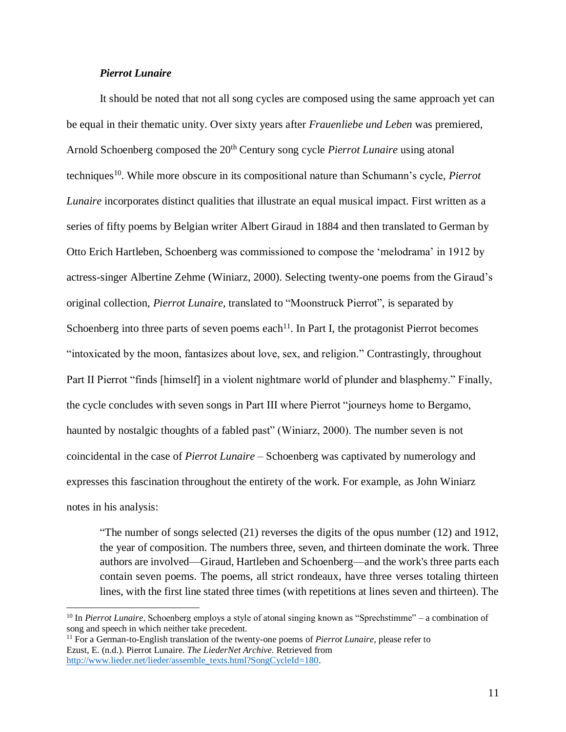### *Pierrot Lunaire*

It should be noted that not all song cycles are composed using the same approach yet can be equal in their thematic unity. Over sixty years after *Frauenliebe und Leben* was premiered, Arnold Schoenberg composed the 20th Century song cycle *Pierrot Lunaire* using atonal techniques[10]. While more obscure in its compositional nature than Schumann's cycle, *Pierrot Lunaire* incorporates distinct qualities that illustrate an equal musical impact. First written as a series of fifty poems by Belgian writer Albert Giraud in 1884 and then translated to German by Otto Erich Hartleben, Schoenberg was commissioned to compose the 'melodrama' in 1912 by actress-singer Albertine Zehme (Winiarz, 2000). Selecting twenty-one poems from the Giraud's original collection, *Pierrot Lunaire*, translated to "Moonstruck Pierrot", is separated by Schoenberg into three parts of seven poems each[11]. In Part I, the protagonist Pierrot becomes "intoxicated by the moon, fantasizes about love, sex, and religion." Contrastingly, throughout Part II Pierrot "finds [himself] in a violent nightmare world of plunder and blasphemy." Finally, the cycle concludes with seven songs in Part III where Pierrot "journeys home to Bergamo, haunted by nostalgic thoughts of a fabled past" (Winiarz, 2000). The number seven is not coincidental in the case of *Pierrot Lunaire* – Schoenberg was captivated by numerology and expresses this fascination throughout the entirety of the work. For example, as John Winiarz notes in his analysis:

> "The number of songs selected (21) reverses the digits of the opus number (12) and 1912, the year of composition. The numbers three, seven, and thirteen dominate the work. Three authors are involved—Giraud, Hartleben and Schoenberg—and the work's three parts each contain seven poems. The poems, all strict rondeaux, have three verses totaling thirteen lines, with the first line stated three times (with repetitions at lines seven and thirteen). The

---

[10] In *Pierrot Lunaire*, Schoenberg employs a style of atonal singing known as "Sprechstimme" – a combination of song and speech in which neither take precedent.

[11] For a German-to-English translation of the twenty-one poems of *Pierrot Lunaire*, please refer to Ezust, E. (n.d.). Pierrot Lunaire. *The LiederNet Archive.* Retrieved from http://www.lieder.net/lieder/assemble_texts.html?SongCycleId=180.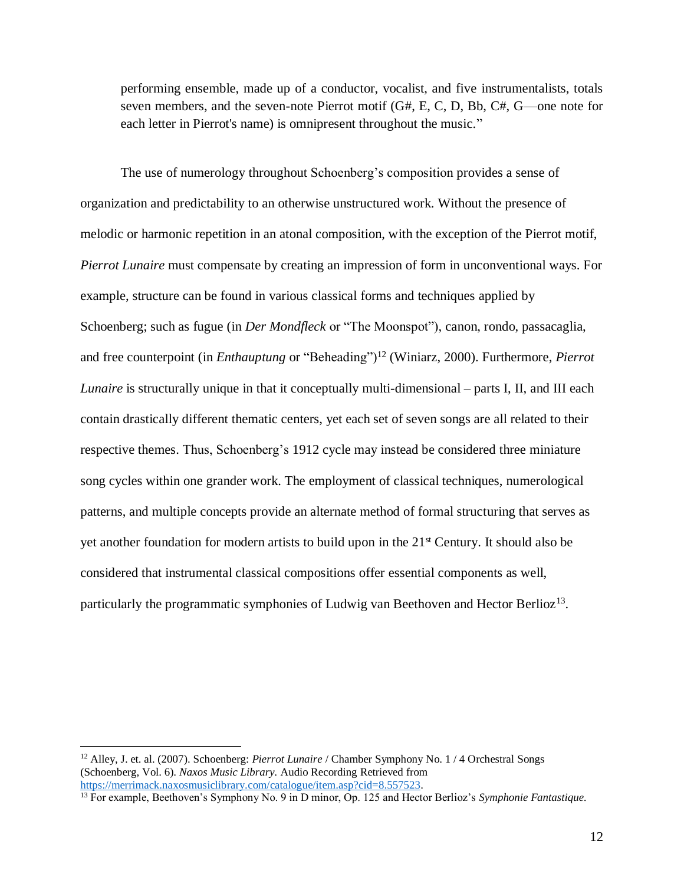> performing ensemble, made up of a conductor, vocalist, and five instrumentalists, totals seven members, and the seven-note Pierrot motif (G#, E, C, D, Bb, C#, G—one note for each letter in Pierrot's name) is omnipresent throughout the music."

The use of numerology throughout Schoenberg's composition provides a sense of organization and predictability to an otherwise unstructured work. Without the presence of melodic or harmonic repetition in an atonal composition, with the exception of the Pierrot motif, *Pierrot Lunaire* must compensate by creating an impression of form in unconventional ways. For example, structure can be found in various classical forms and techniques applied by Schoenberg; such as fugue (in *Der Mondfleck* or "The Moonspot"), canon, rondo, passacaglia, and free counterpoint (in *Enthauptung* or "Beheading")[12] (Winiarz, 2000). Furthermore, *Pierrot Lunaire* is structurally unique in that it conceptually multi-dimensional – parts I, II, and III each contain drastically different thematic centers, yet each set of seven songs are all related to their respective themes. Thus, Schoenberg's 1912 cycle may instead be considered three miniature song cycles within one grander work. The employment of classical techniques, numerological patterns, and multiple concepts provide an alternate method of formal structuring that serves as yet another foundation for modern artists to build upon in the 21st Century. It should also be considered that instrumental classical compositions offer essential components as well, particularly the programmatic symphonies of Ludwig van Beethoven and Hector Berlioz[13].

---

[12] Alley, J. et. al. (2007). Schoenberg: *Pierrot Lunaire* / Chamber Symphony No. 1 / 4 Orchestral Songs (Schoenberg, Vol. 6). *Naxos Music Library.* Audio Recording Retrieved from https://merrimack.naxosmusiclibrary.com/catalogue/item.asp?cid=8.557523.

[13] For example, Beethoven's Symphony No. 9 in D minor, Op. 125 and Hector Berlioz's *Symphonie Fantastique.*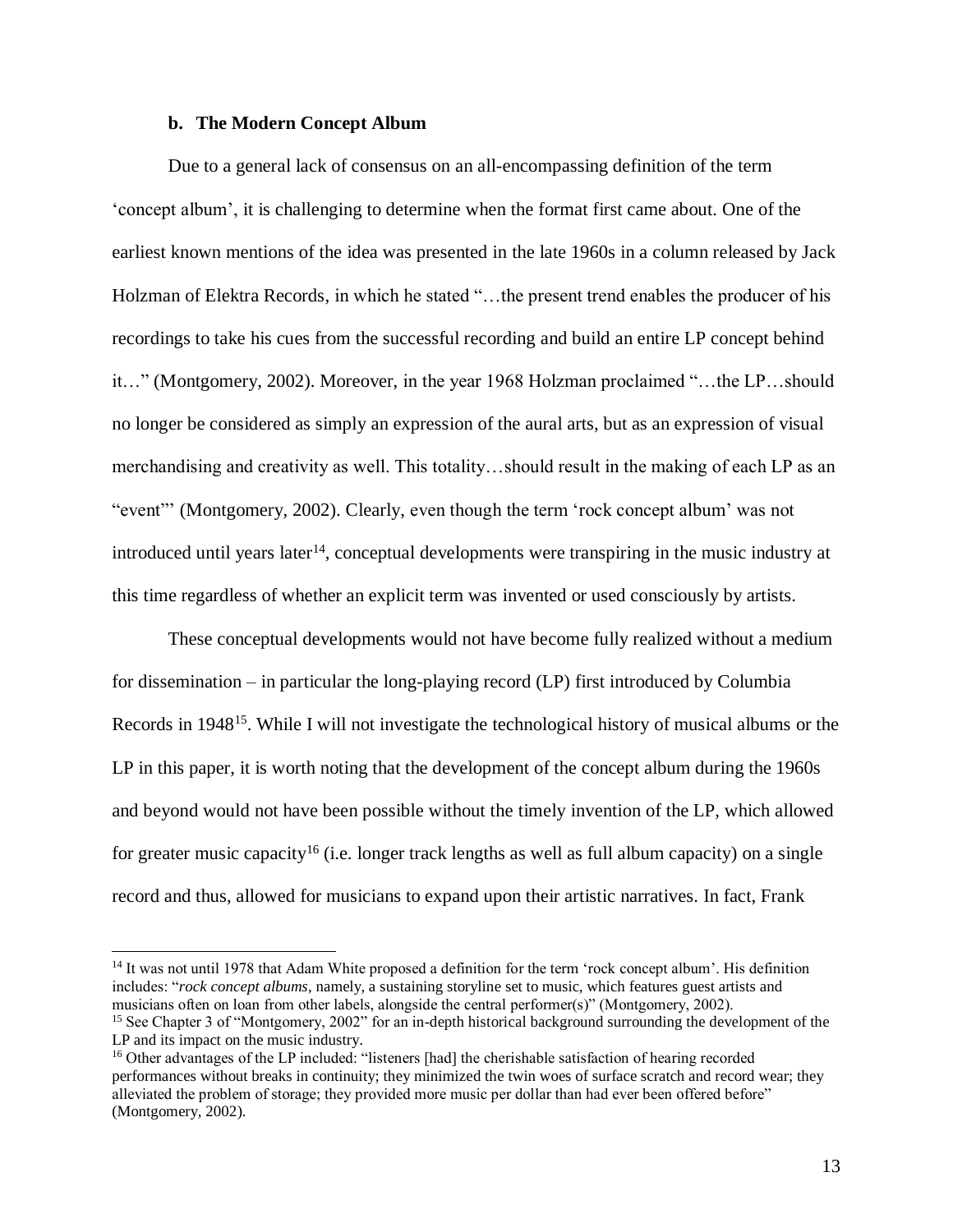### b. The Modern Concept Album

Due to a general lack of consensus on an all-encompassing definition of the term 'concept album', it is challenging to determine when the format first came about. One of the earliest known mentions of the idea was presented in the late 1960s in a column released by Jack Holzman of Elektra Records, in which he stated "…the present trend enables the producer of his recordings to take his cues from the successful recording and build an entire LP concept behind it…" (Montgomery, 2002). Moreover, in the year 1968 Holzman proclaimed "…the LP…should no longer be considered as simply an expression of the aural arts, but as an expression of visual merchandising and creativity as well. This totality…should result in the making of each LP as an "event"' (Montgomery, 2002). Clearly, even though the term 'rock concept album' was not introduced until years later[14], conceptual developments were transpiring in the music industry at this time regardless of whether an explicit term was invented or used consciously by artists.

These conceptual developments would not have become fully realized without a medium for dissemination – in particular the long-playing record (LP) first introduced by Columbia Records in 1948[15]. While I will not investigate the technological history of musical albums or the LP in this paper, it is worth noting that the development of the concept album during the 1960s and beyond would not have been possible without the timely invention of the LP, which allowed for greater music capacity[16] (i.e. longer track lengths as well as full album capacity) on a single record and thus, allowed for musicians to expand upon their artistic narratives. In fact, Frank

---

[14] It was not until 1978 that Adam White proposed a definition for the term 'rock concept album'. His definition includes: "*rock concept albums*, namely, a sustaining storyline set to music, which features guest artists and musicians often on loan from other labels, alongside the central performer(s)" (Montgomery, 2002).

[15] See Chapter 3 of "Montgomery, 2002" for an in-depth historical background surrounding the development of the LP and its impact on the music industry.

[16] Other advantages of the LP included: "listeners [had] the cherishable satisfaction of hearing recorded performances without breaks in continuity; they minimized the twin woes of surface scratch and record wear; they alleviated the problem of storage; they provided more music per dollar than had ever been offered before" (Montgomery, 2002).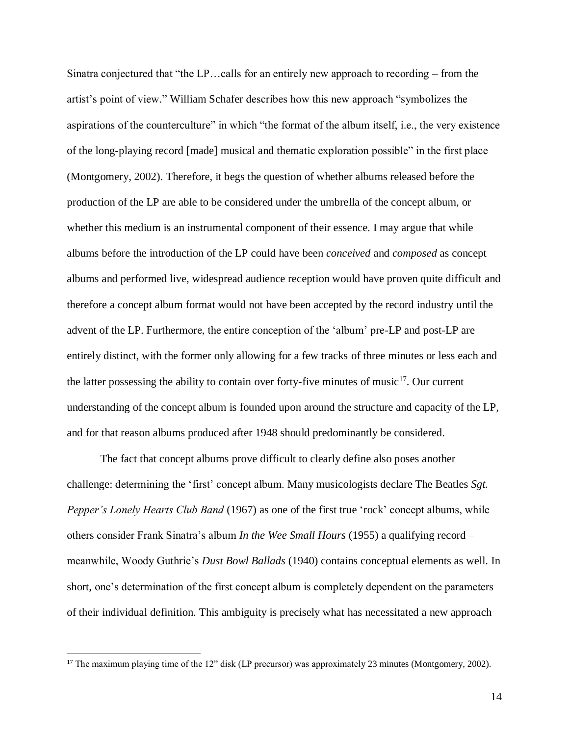Sinatra conjectured that "the LP…calls for an entirely new approach to recording – from the artist's point of view." William Schafer describes how this new approach "symbolizes the aspirations of the counterculture" in which "the format of the album itself, i.e., the very existence of the long-playing record [made] musical and thematic exploration possible" in the first place (Montgomery, 2002). Therefore, it begs the question of whether albums released before the production of the LP are able to be considered under the umbrella of the concept album, or whether this medium is an instrumental component of their essence. I may argue that while albums before the introduction of the LP could have been *conceived* and *composed* as concept albums and performed live, widespread audience reception would have proven quite difficult and therefore a concept album format would not have been accepted by the record industry until the advent of the LP. Furthermore, the entire conception of the 'album' pre-LP and post-LP are entirely distinct, with the former only allowing for a few tracks of three minutes or less each and the latter possessing the ability to contain over forty-five minutes of music[17]. Our current understanding of the concept album is founded upon around the structure and capacity of the LP, and for that reason albums produced after 1948 should predominantly be considered.

The fact that concept albums prove difficult to clearly define also poses another challenge: determining the 'first' concept album. Many musicologists declare The Beatles *Sgt. Pepper's Lonely Hearts Club Band* (1967) as one of the first true 'rock' concept albums, while others consider Frank Sinatra's album *In the Wee Small Hours* (1955) a qualifying record – meanwhile, Woody Guthrie's *Dust Bowl Ballads* (1940) contains conceptual elements as well. In short, one's determination of the first concept album is completely dependent on the parameters of their individual definition. This ambiguity is precisely what has necessitated a new approach

[17] The maximum playing time of the 12" disk (LP precursor) was approximately 23 minutes (Montgomery, 2002).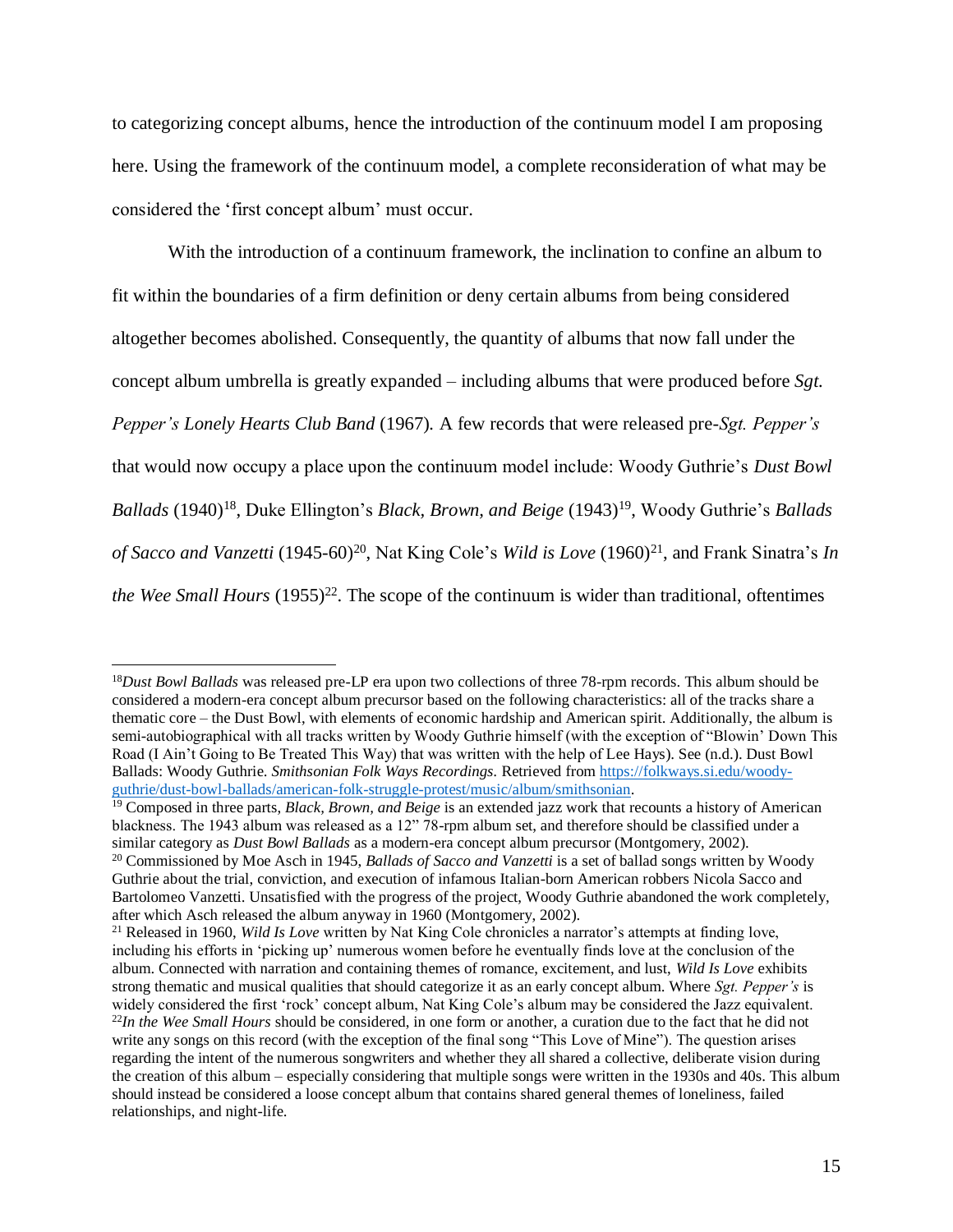to categorizing concept albums, hence the introduction of the continuum model I am proposing here. Using the framework of the continuum model, a complete reconsideration of what may be considered the 'first concept album' must occur.

With the introduction of a continuum framework, the inclination to confine an album to fit within the boundaries of a firm definition or deny certain albums from being considered altogether becomes abolished. Consequently, the quantity of albums that now fall under the concept album umbrella is greatly expanded – including albums that were produced before *Sgt. Pepper's Lonely Hearts Club Band* (1967). A few records that were released pre-*Sgt. Pepper's* that would now occupy a place upon the continuum model include: Woody Guthrie's *Dust Bowl Ballads* (1940)[18], Duke Ellington's *Black, Brown, and Beige* (1943)[19], Woody Guthrie's *Ballads of Sacco and Vanzetti* (1945-60)[20], Nat King Cole's *Wild is Love* (1960)[21], and Frank Sinatra's *In the Wee Small Hours* (1955)[22]. The scope of the continuum is wider than traditional, oftentimes

---

[18]*Dust Bowl Ballads* was released pre-LP era upon two collections of three 78-rpm records. This album should be considered a modern-era concept album precursor based on the following characteristics: all of the tracks share a thematic core – the Dust Bowl, with elements of economic hardship and American spirit. Additionally, the album is semi-autobiographical with all tracks written by Woody Guthrie himself (with the exception of "Blowin' Down This Road (I Ain't Going to Be Treated This Way) that was written with the help of Lee Hays). See (n.d.). Dust Bowl Ballads: Woody Guthrie. *Smithsonian Folk Ways Recordings.* Retrieved from [https://folkways.si.edu/woody-guthrie/dust-bowl-ballads/american-folk-struggle-protest/music/album/smithsonian](https://folkways.si.edu/woody-guthrie/dust-bowl-ballads/american-folk-struggle-protest/music/album/smithsonian).

[19] Composed in three parts, *Black, Brown, and Beige* is an extended jazz work that recounts a history of American blackness. The 1943 album was released as a 12" 78-rpm album set, and therefore should be classified under a similar category as *Dust Bowl Ballads* as a modern-era concept album precursor (Montgomery, 2002).

[20] Commissioned by Moe Asch in 1945, *Ballads of Sacco and Vanzetti* is a set of ballad songs written by Woody Guthrie about the trial, conviction, and execution of infamous Italian-born American robbers Nicola Sacco and Bartolomeo Vanzetti. Unsatisfied with the progress of the project, Woody Guthrie abandoned the work completely, after which Asch released the album anyway in 1960 (Montgomery, 2002).

[21] Released in 1960, *Wild Is Love* written by Nat King Cole chronicles a narrator's attempts at finding love, including his efforts in 'picking up' numerous women before he eventually finds love at the conclusion of the album. Connected with narration and containing themes of romance, excitement, and lust, *Wild Is Love* exhibits strong thematic and musical qualities that should categorize it as an early concept album. Where *Sgt. Pepper's* is widely considered the first 'rock' concept album, Nat King Cole's album may be considered the Jazz equivalent.

[22]*In the Wee Small Hours* should be considered, in one form or another, a curation due to the fact that he did not write any songs on this record (with the exception of the final song "This Love of Mine"). The question arises regarding the intent of the numerous songwriters and whether they all shared a collective, deliberate vision during the creation of this album – especially considering that multiple songs were written in the 1930s and 40s. This album should instead be considered a loose concept album that contains shared general themes of loneliness, failed relationships, and night-life.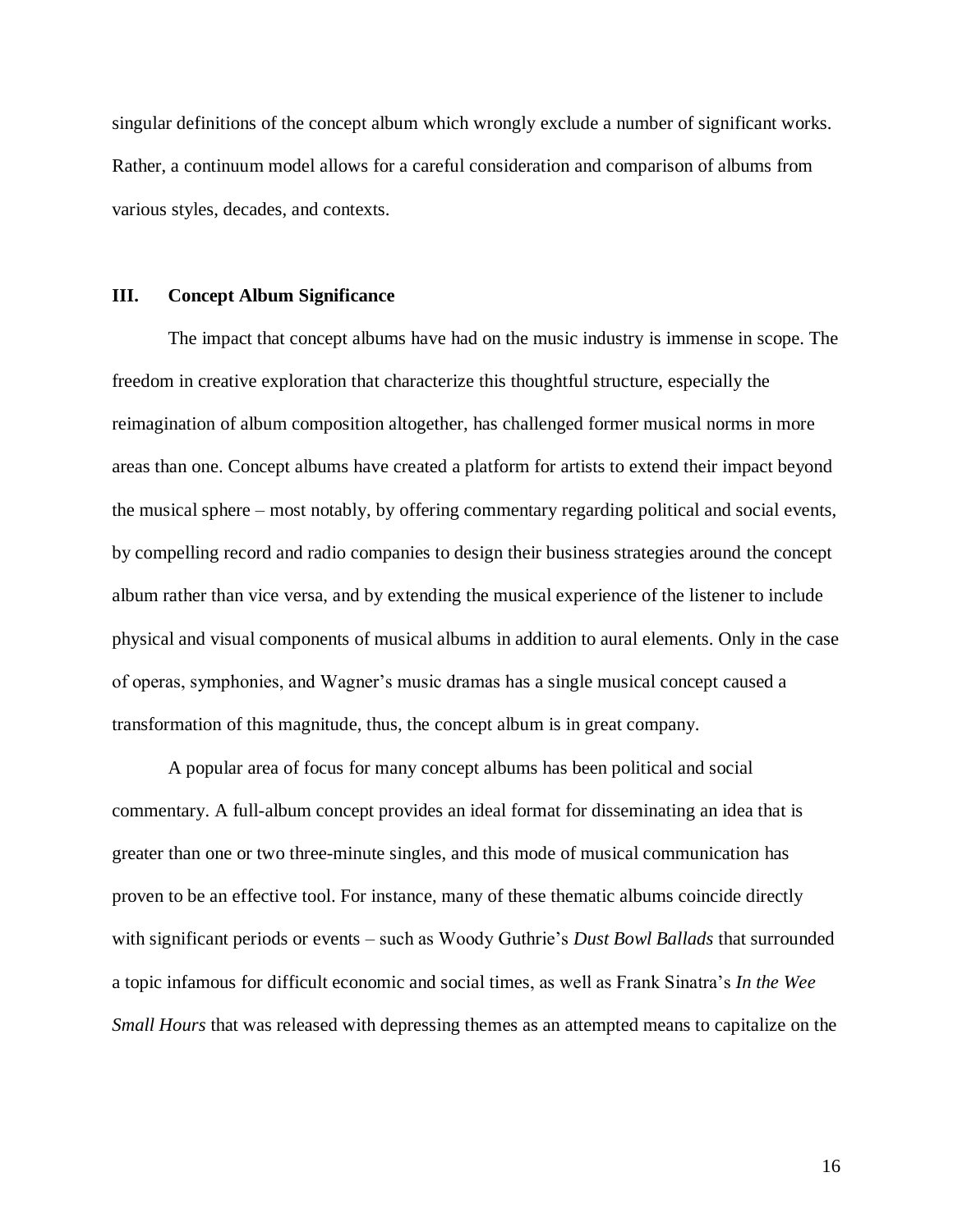singular definitions of the concept album which wrongly exclude a number of significant works. Rather, a continuum model allows for a careful consideration and comparison of albums from various styles, decades, and contexts.

## III. Concept Album Significance

The impact that concept albums have had on the music industry is immense in scope. The freedom in creative exploration that characterize this thoughtful structure, especially the reimagination of album composition altogether, has challenged former musical norms in more areas than one. Concept albums have created a platform for artists to extend their impact beyond the musical sphere – most notably, by offering commentary regarding political and social events, by compelling record and radio companies to design their business strategies around the concept album rather than vice versa, and by extending the musical experience of the listener to include physical and visual components of musical albums in addition to aural elements. Only in the case of operas, symphonies, and Wagner's music dramas has a single musical concept caused a transformation of this magnitude, thus, the concept album is in great company.

A popular area of focus for many concept albums has been political and social commentary. A full-album concept provides an ideal format for disseminating an idea that is greater than one or two three-minute singles, and this mode of musical communication has proven to be an effective tool. For instance, many of these thematic albums coincide directly with significant periods or events – such as Woody Guthrie's *Dust Bowl Ballads* that surrounded a topic infamous for difficult economic and social times, as well as Frank Sinatra's *In the Wee Small Hours* that was released with depressing themes as an attempted means to capitalize on the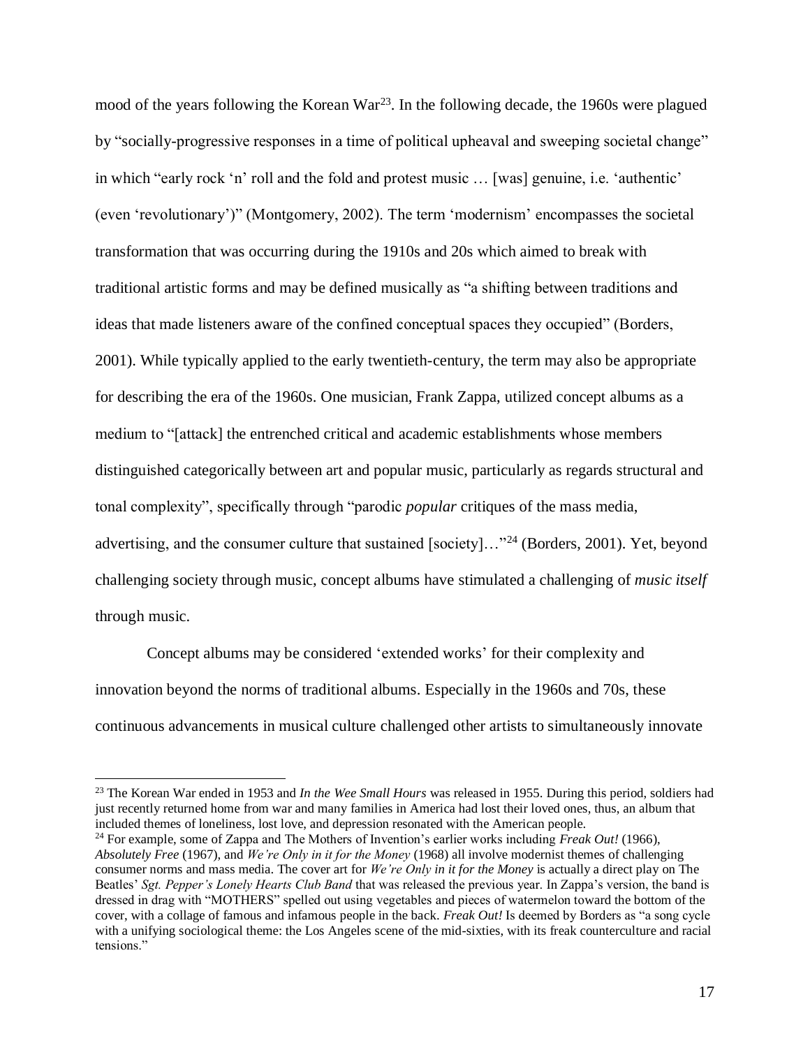mood of the years following the Korean War[23]. In the following decade, the 1960s were plagued by "socially-progressive responses in a time of political upheaval and sweeping societal change" in which "early rock 'n' roll and the fold and protest music … [was] genuine, i.e. 'authentic' (even 'revolutionary')" (Montgomery, 2002). The term 'modernism' encompasses the societal transformation that was occurring during the 1910s and 20s which aimed to break with traditional artistic forms and may be defined musically as "a shifting between traditions and ideas that made listeners aware of the confined conceptual spaces they occupied" (Borders, 2001). While typically applied to the early twentieth-century, the term may also be appropriate for describing the era of the 1960s. One musician, Frank Zappa, utilized concept albums as a medium to "[attack] the entrenched critical and academic establishments whose members distinguished categorically between art and popular music, particularly as regards structural and tonal complexity", specifically through "parodic *popular* critiques of the mass media, advertising, and the consumer culture that sustained [society]…"[24] (Borders, 2001). Yet, beyond challenging society through music, concept albums have stimulated a challenging of *music itself* through music.

Concept albums may be considered 'extended works' for their complexity and innovation beyond the norms of traditional albums. Especially in the 1960s and 70s, these continuous advancements in musical culture challenged other artists to simultaneously innovate

---

[23] The Korean War ended in 1953 and *In the Wee Small Hours* was released in 1955. During this period, soldiers had just recently returned home from war and many families in America had lost their loved ones, thus, an album that included themes of loneliness, lost love, and depression resonated with the American people.

[24] For example, some of Zappa and The Mothers of Invention's earlier works including *Freak Out!* (1966), *Absolutely Free* (1967), and *We're Only in it for the Money* (1968) all involve modernist themes of challenging consumer norms and mass media. The cover art for *We're Only in it for the Money* is actually a direct play on The Beatles' *Sgt. Pepper's Lonely Hearts Club Band* that was released the previous year. In Zappa's version, the band is dressed in drag with "MOTHERS" spelled out using vegetables and pieces of watermelon toward the bottom of the cover, with a collage of famous and infamous people in the back. *Freak Out!* Is deemed by Borders as "a song cycle with a unifying sociological theme: the Los Angeles scene of the mid-sixties, with its freak counterculture and racial tensions."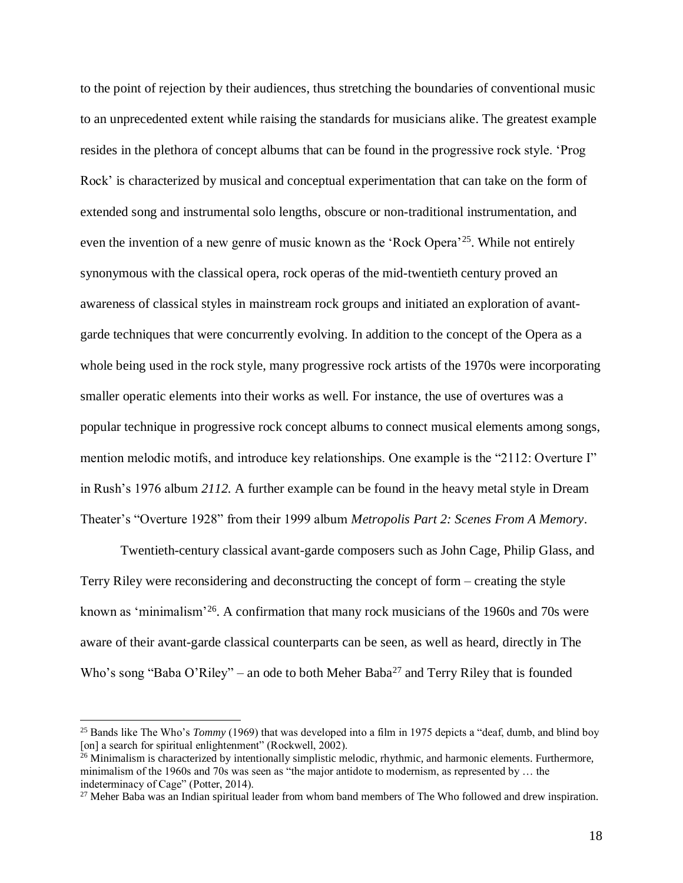to the point of rejection by their audiences, thus stretching the boundaries of conventional music to an unprecedented extent while raising the standards for musicians alike. The greatest example resides in the plethora of concept albums that can be found in the progressive rock style. 'Prog Rock' is characterized by musical and conceptual experimentation that can take on the form of extended song and instrumental solo lengths, obscure or non-traditional instrumentation, and even the invention of a new genre of music known as the 'Rock Opera'[25]. While not entirely synonymous with the classical opera, rock operas of the mid-twentieth century proved an awareness of classical styles in mainstream rock groups and initiated an exploration of avant-garde techniques that were concurrently evolving. In addition to the concept of the Opera as a whole being used in the rock style, many progressive rock artists of the 1970s were incorporating smaller operatic elements into their works as well. For instance, the use of overtures was a popular technique in progressive rock concept albums to connect musical elements among songs, mention melodic motifs, and introduce key relationships. One example is the "2112: Overture I" in Rush's 1976 album *2112.* A further example can be found in the heavy metal style in Dream Theater's "Overture 1928" from their 1999 album *Metropolis Part 2: Scenes From A Memory*.

Twentieth-century classical avant-garde composers such as John Cage, Philip Glass, and Terry Riley were reconsidering and deconstructing the concept of form – creating the style known as 'minimalism'[26]. A confirmation that many rock musicians of the 1960s and 70s were aware of their avant-garde classical counterparts can be seen, as well as heard, directly in The Who's song "Baba O'Riley" – an ode to both Meher Baba[27] and Terry Riley that is founded

---

[25] Bands like The Who's *Tommy* (1969) that was developed into a film in 1975 depicts a "deaf, dumb, and blind boy [on] a search for spiritual enlightenment" (Rockwell, 2002).

[26] Minimalism is characterized by intentionally simplistic melodic, rhythmic, and harmonic elements. Furthermore, minimalism of the 1960s and 70s was seen as "the major antidote to modernism, as represented by … the indeterminacy of Cage" (Potter, 2014).

[27] Meher Baba was an Indian spiritual leader from whom band members of The Who followed and drew inspiration.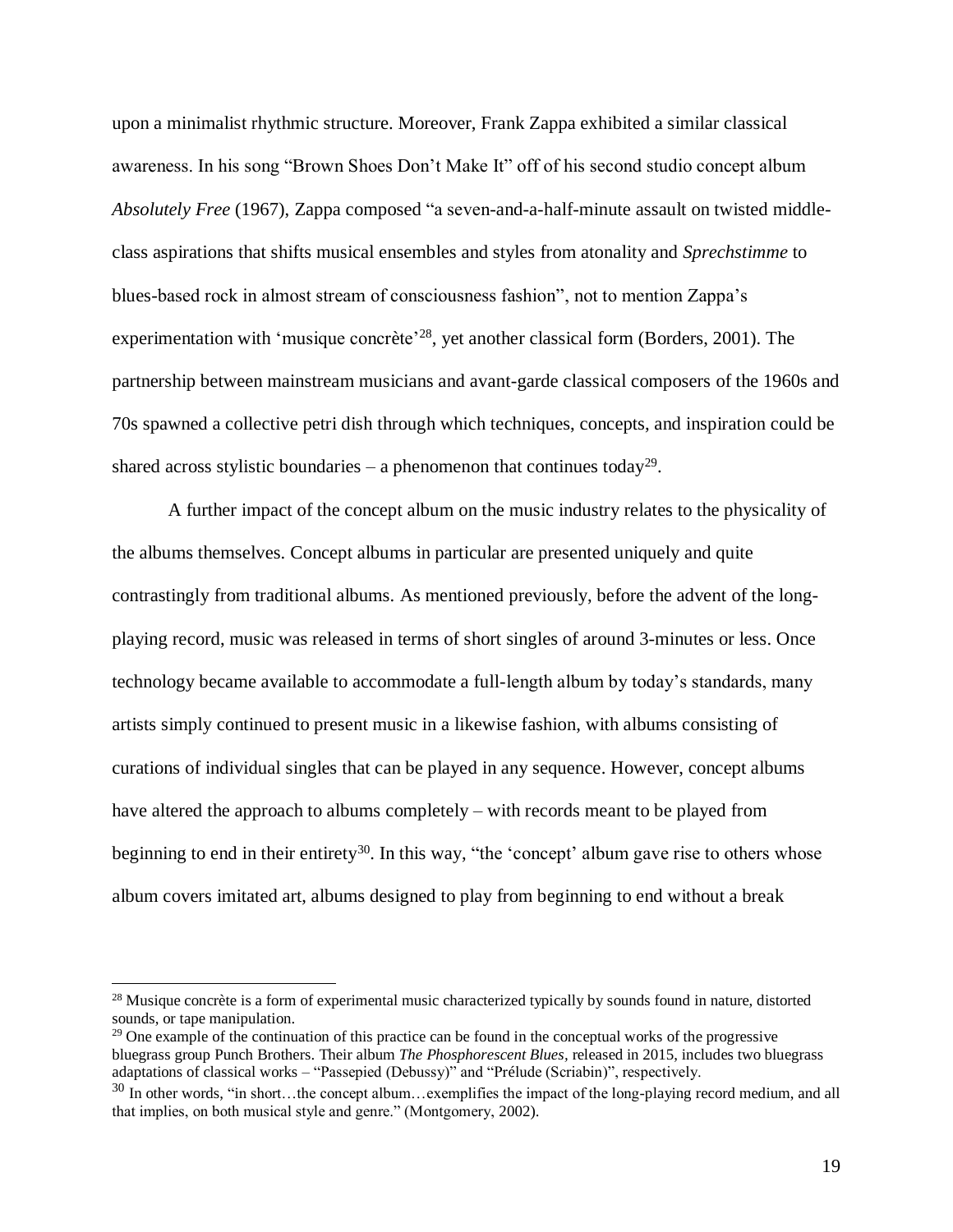upon a minimalist rhythmic structure. Moreover, Frank Zappa exhibited a similar classical awareness. In his song "Brown Shoes Don't Make It" off of his second studio concept album *Absolutely Free* (1967), Zappa composed "a seven-and-a-half-minute assault on twisted middle-class aspirations that shifts musical ensembles and styles from atonality and *Sprechstimme* to blues-based rock in almost stream of consciousness fashion", not to mention Zappa's experimentation with 'musique concrète'[28], yet another classical form (Borders, 2001). The partnership between mainstream musicians and avant-garde classical composers of the 1960s and 70s spawned a collective petri dish through which techniques, concepts, and inspiration could be shared across stylistic boundaries – a phenomenon that continues today[29].

A further impact of the concept album on the music industry relates to the physicality of the albums themselves. Concept albums in particular are presented uniquely and quite contrastingly from traditional albums. As mentioned previously, before the advent of the long-playing record, music was released in terms of short singles of around 3-minutes or less. Once technology became available to accommodate a full-length album by today's standards, many artists simply continued to present music in a likewise fashion, with albums consisting of curations of individual singles that can be played in any sequence. However, concept albums have altered the approach to albums completely – with records meant to be played from beginning to end in their entirety[30]. In this way, "the 'concept' album gave rise to others whose album covers imitated art, albums designed to play from beginning to end without a break

---

[28] Musique concrète is a form of experimental music characterized typically by sounds found in nature, distorted sounds, or tape manipulation.

[29] One example of the continuation of this practice can be found in the conceptual works of the progressive bluegrass group Punch Brothers. Their album *The Phosphorescent Blues*, released in 2015, includes two bluegrass adaptations of classical works – "Passepied (Debussy)" and "Prélude (Scriabin)", respectively.

[30] In other words, "in short…the concept album…exemplifies the impact of the long-playing record medium, and all that implies, on both musical style and genre." (Montgomery, 2002).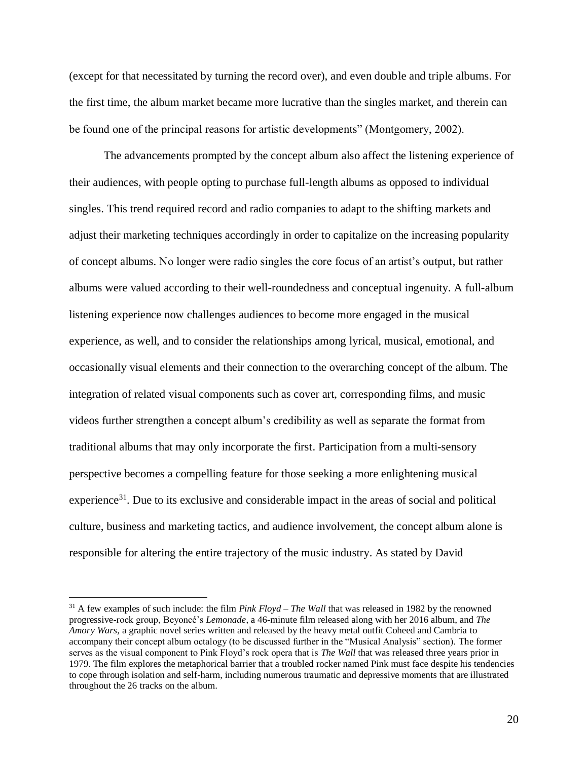(except for that necessitated by turning the record over), and even double and triple albums. For the first time, the album market became more lucrative than the singles market, and therein can be found one of the principal reasons for artistic developments" (Montgomery, 2002).

The advancements prompted by the concept album also affect the listening experience of their audiences, with people opting to purchase full-length albums as opposed to individual singles. This trend required record and radio companies to adapt to the shifting markets and adjust their marketing techniques accordingly in order to capitalize on the increasing popularity of concept albums. No longer were radio singles the core focus of an artist's output, but rather albums were valued according to their well-roundedness and conceptual ingenuity. A full-album listening experience now challenges audiences to become more engaged in the musical experience, as well, and to consider the relationships among lyrical, musical, emotional, and occasionally visual elements and their connection to the overarching concept of the album. The integration of related visual components such as cover art, corresponding films, and music videos further strengthen a concept album's credibility as well as separate the format from traditional albums that may only incorporate the first. Participation from a multi-sensory perspective becomes a compelling feature for those seeking a more enlightening musical experience[31]. Due to its exclusive and considerable impact in the areas of social and political culture, business and marketing tactics, and audience involvement, the concept album alone is responsible for altering the entire trajectory of the music industry. As stated by David

---

[31] A few examples of such include: the film *Pink Floyd – The Wall* that was released in 1982 by the renowned progressive-rock group, Beyoncé's *Lemonade*, a 46-minute film released along with her 2016 album, and *The Amory Wars*, a graphic novel series written and released by the heavy metal outfit Coheed and Cambria to accompany their concept album octalogy (to be discussed further in the "Musical Analysis" section). The former serves as the visual component to Pink Floyd's rock opera that is *The Wall* that was released three years prior in 1979. The film explores the metaphorical barrier that a troubled rocker named Pink must face despite his tendencies to cope through isolation and self-harm, including numerous traumatic and depressive moments that are illustrated throughout the 26 tracks on the album.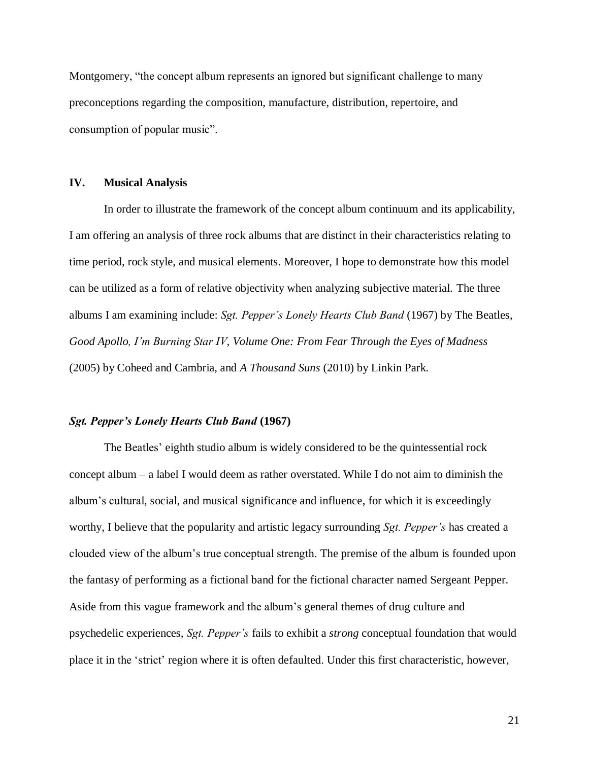Montgomery, "the concept album represents an ignored but significant challenge to many preconceptions regarding the composition, manufacture, distribution, repertoire, and consumption of popular music".

## IV. Musical Analysis

In order to illustrate the framework of the concept album continuum and its applicability, I am offering an analysis of three rock albums that are distinct in their characteristics relating to time period, rock style, and musical elements. Moreover, I hope to demonstrate how this model can be utilized as a form of relative objectivity when analyzing subjective material. The three albums I am examining include: *Sgt. Pepper's Lonely Hearts Club Band* (1967) by The Beatles, *Good Apollo, I'm Burning Star IV, Volume One: From Fear Through the Eyes of Madness* (2005) by Coheed and Cambria, and *A Thousand Suns* (2010) by Linkin Park.

### *Sgt. Pepper's Lonely Hearts Club Band* (1967)

The Beatles' eighth studio album is widely considered to be the quintessential rock concept album – a label I would deem as rather overstated. While I do not aim to diminish the album's cultural, social, and musical significance and influence, for which it is exceedingly worthy, I believe that the popularity and artistic legacy surrounding *Sgt. Pepper's* has created a clouded view of the album's true conceptual strength. The premise of the album is founded upon the fantasy of performing as a fictional band for the fictional character named Sergeant Pepper. Aside from this vague framework and the album's general themes of drug culture and psychedelic experiences, *Sgt. Pepper's* fails to exhibit a *strong* conceptual foundation that would place it in the 'strict' region where it is often defaulted. Under this first characteristic, however,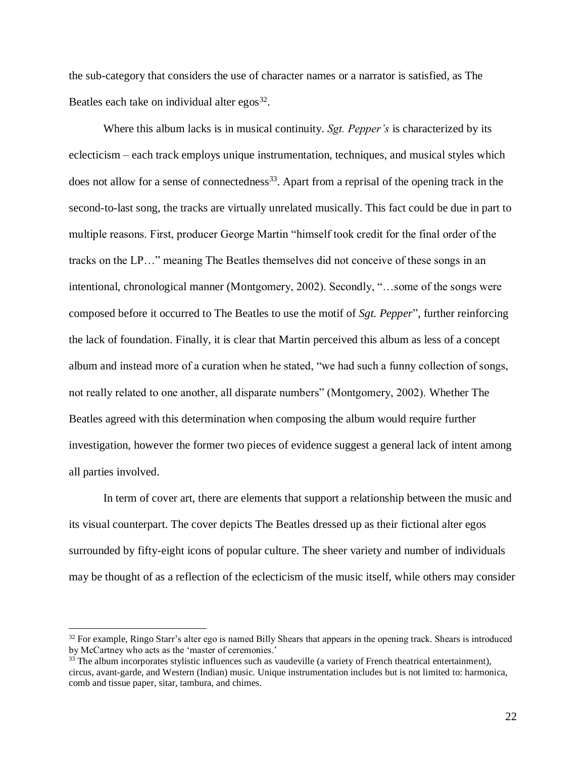the sub-category that considers the use of character names or a narrator is satisfied, as The Beatles each take on individual alter egos[32].

Where this album lacks is in musical continuity. *Sgt. Pepper's* is characterized by its eclecticism – each track employs unique instrumentation, techniques, and musical styles which does not allow for a sense of connectedness[33]. Apart from a reprisal of the opening track in the second-to-last song, the tracks are virtually unrelated musically. This fact could be due in part to multiple reasons. First, producer George Martin "himself took credit for the final order of the tracks on the LP…" meaning The Beatles themselves did not conceive of these songs in an intentional, chronological manner (Montgomery, 2002). Secondly, "…some of the songs were composed before it occurred to The Beatles to use the motif of *Sgt. Pepper*", further reinforcing the lack of foundation. Finally, it is clear that Martin perceived this album as less of a concept album and instead more of a curation when he stated, "we had such a funny collection of songs, not really related to one another, all disparate numbers" (Montgomery, 2002). Whether The Beatles agreed with this determination when composing the album would require further investigation, however the former two pieces of evidence suggest a general lack of intent among all parties involved.

In term of cover art, there are elements that support a relationship between the music and its visual counterpart. The cover depicts The Beatles dressed up as their fictional alter egos surrounded by fifty-eight icons of popular culture. The sheer variety and number of individuals may be thought of as a reflection of the eclecticism of the music itself, while others may consider

---

[32] For example, Ringo Starr's alter ego is named Billy Shears that appears in the opening track. Shears is introduced by McCartney who acts as the 'master of ceremonies.'

[33] The album incorporates stylistic influences such as vaudeville (a variety of French theatrical entertainment), circus, avant-garde, and Western (Indian) music. Unique instrumentation includes but is not limited to: harmonica, comb and tissue paper, sitar, tambura, and chimes.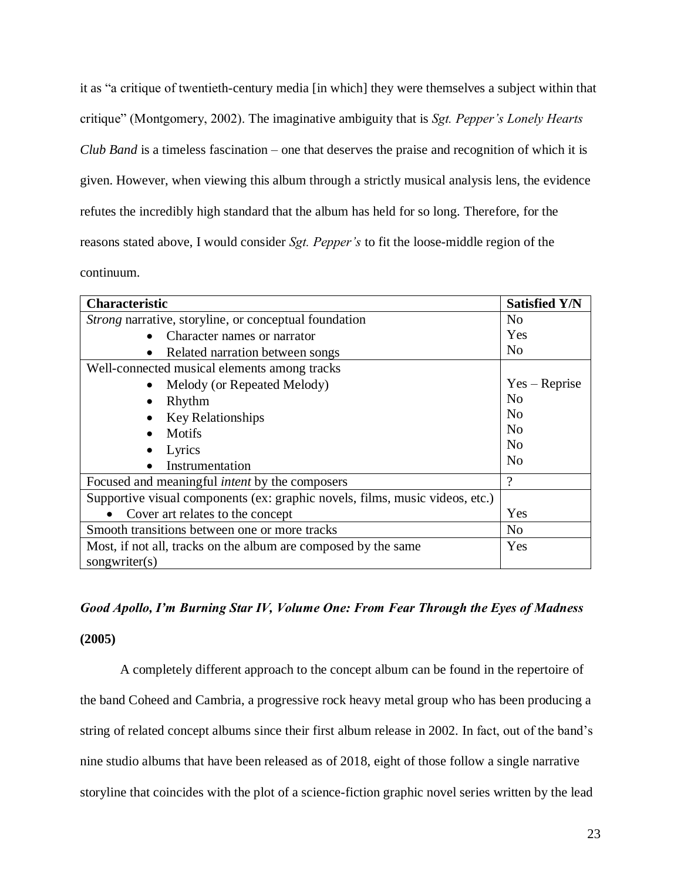it as "a critique of twentieth-century media [in which] they were themselves a subject within that critique" (Montgomery, 2002). The imaginative ambiguity that is *Sgt. Pepper's Lonely Hearts Club Band* is a timeless fascination – one that deserves the praise and recognition of which it is given. However, when viewing this album through a strictly musical analysis lens, the evidence refutes the incredibly high standard that the album has held for so long. Therefore, for the reasons stated above, I would consider *Sgt. Pepper's* to fit the loose-middle region of the continuum.

| **Characteristic** | **Satisfied Y/N** |
|---|---|
| *Strong* narrative, storyline, or conceptual foundation | No |
| • Character names or narrator | Yes |
| • Related narration between songs | No |
| Well-connected musical elements among tracks | |
| • Melody (or Repeated Melody) | Yes – Reprise |
| • Rhythm | No |
| • Key Relationships | No |
| • Motifs | No |
| • Lyrics | No |
| • Instrumentation | No |
| Focused and meaningful *intent* by the composers | ? |
| Supportive visual components (ex: graphic novels, films, music videos, etc.) | |
| • Cover art relates to the concept | Yes |
| Smooth transitions between one or more tracks | No |
| Most, if not all, tracks on the album are composed by the same songwriter(s) | Yes |

### ***Good Apollo, I'm Burning Star IV, Volume One: From Fear Through the Eyes of Madness* (2005)**

A completely different approach to the concept album can be found in the repertoire of the band Coheed and Cambria, a progressive rock heavy metal group who has been producing a string of related concept albums since their first album release in 2002. In fact, out of the band's nine studio albums that have been released as of 2018, eight of those follow a single narrative storyline that coincides with the plot of a science-fiction graphic novel series written by the lead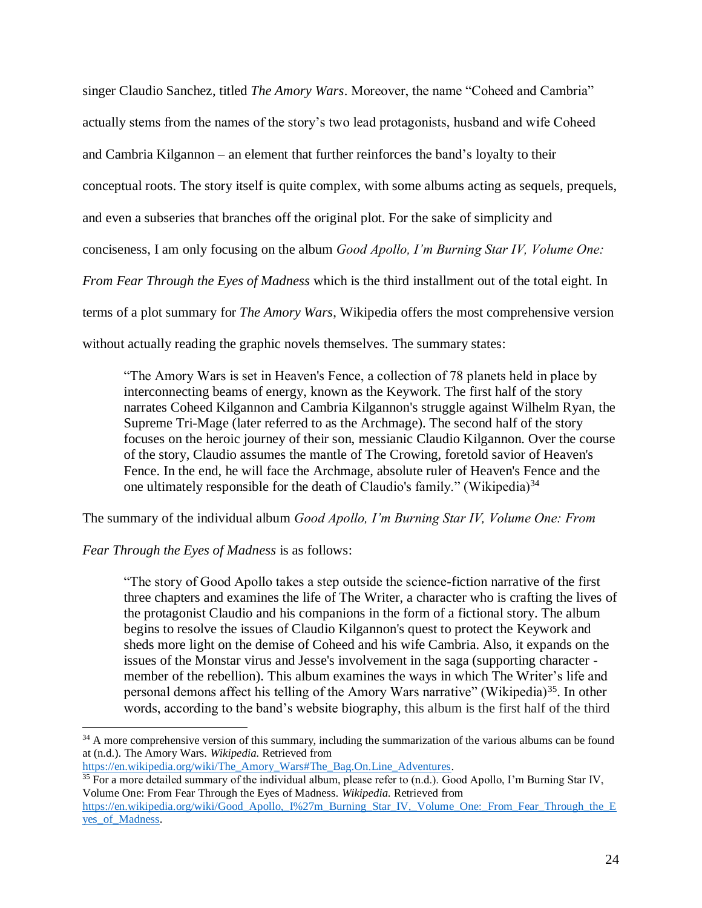singer Claudio Sanchez, titled *The Amory Wars*. Moreover, the name "Coheed and Cambria" actually stems from the names of the story's two lead protagonists, husband and wife Coheed and Cambria Kilgannon – an element that further reinforces the band's loyalty to their conceptual roots. The story itself is quite complex, with some albums acting as sequels, prequels, and even a subseries that branches off the original plot. For the sake of simplicity and conciseness, I am only focusing on the album *Good Apollo, I'm Burning Star IV, Volume One: From Fear Through the Eyes of Madness* which is the third installment out of the total eight. In terms of a plot summary for *The Amory Wars,* Wikipedia offers the most comprehensive version without actually reading the graphic novels themselves. The summary states:

> "The Amory Wars is set in Heaven's Fence, a collection of 78 planets held in place by interconnecting beams of energy, known as the Keywork. The first half of the story narrates Coheed Kilgannon and Cambria Kilgannon's struggle against Wilhelm Ryan, the Supreme Tri-Mage (later referred to as the Archmage). The second half of the story focuses on the heroic journey of their son, messianic Claudio Kilgannon. Over the course of the story, Claudio assumes the mantle of The Crowing, foretold savior of Heaven's Fence. In the end, he will face the Archmage, absolute ruler of Heaven's Fence and the one ultimately responsible for the death of Claudio's family." (Wikipedia)[34]

The summary of the individual album *Good Apollo, I'm Burning Star IV, Volume One: From Fear Through the Eyes of Madness* is as follows:

> "The story of Good Apollo takes a step outside the science-fiction narrative of the first three chapters and examines the life of The Writer, a character who is crafting the lives of the protagonist Claudio and his companions in the form of a fictional story. The album begins to resolve the issues of Claudio Kilgannon's quest to protect the Keywork and sheds more light on the demise of Coheed and his wife Cambria. Also, it expands on the issues of the Monstar virus and Jesse's involvement in the saga (supporting character - member of the rebellion). This album examines the ways in which The Writer's life and personal demons affect his telling of the Amory Wars narrative" (Wikipedia)[35]. In other words, according to the band's website biography, this album is the first half of the third

---

[34] A more comprehensive version of this summary, including the summarization of the various albums can be found at (n.d.). The Amory Wars. *Wikipedia.* Retrieved from https://en.wikipedia.org/wiki/The_Amory_Wars#The_Bag.On.Line_Adventures.

[35] For a more detailed summary of the individual album, please refer to (n.d.). Good Apollo, I'm Burning Star IV, Volume One: From Fear Through the Eyes of Madness. *Wikipedia.* Retrieved from https://en.wikipedia.org/wiki/Good_Apollo,_I%27m_Burning_Star_IV,_Volume_One:_From_Fear_Through_the_Eyes_of_Madness.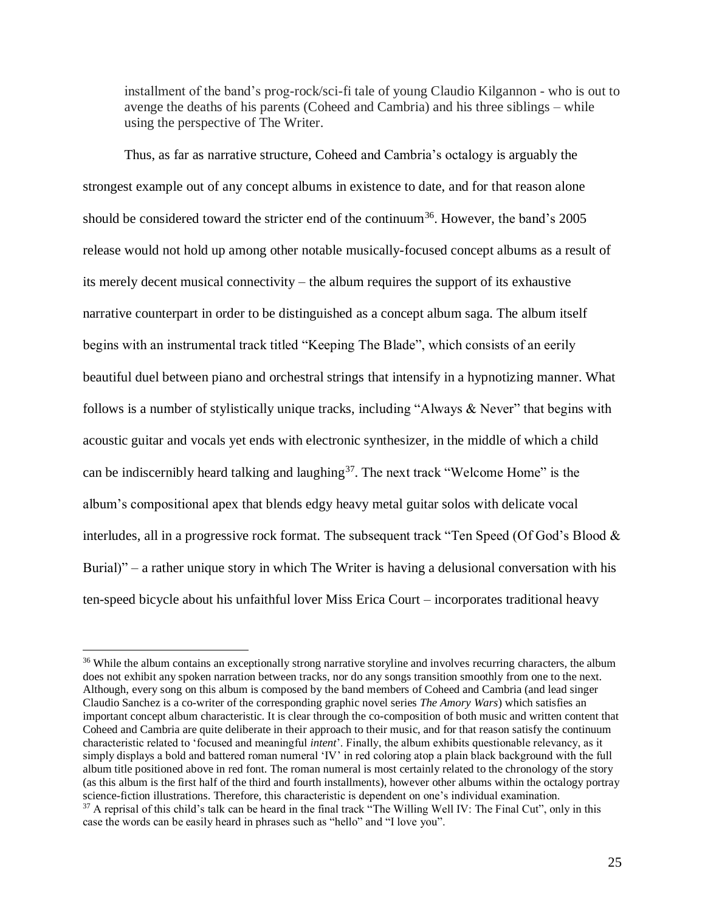installment of the band's prog-rock/sci-fi tale of young Claudio Kilgannon - who is out to avenge the deaths of his parents (Coheed and Cambria) and his three siblings – while using the perspective of The Writer.

Thus, as far as narrative structure, Coheed and Cambria's octalogy is arguably the strongest example out of any concept albums in existence to date, and for that reason alone should be considered toward the stricter end of the continuum[36]. However, the band's 2005 release would not hold up among other notable musically-focused concept albums as a result of its merely decent musical connectivity – the album requires the support of its exhaustive narrative counterpart in order to be distinguished as a concept album saga. The album itself begins with an instrumental track titled "Keeping The Blade", which consists of an eerily beautiful duel between piano and orchestral strings that intensify in a hypnotizing manner. What follows is a number of stylistically unique tracks, including "Always & Never" that begins with acoustic guitar and vocals yet ends with electronic synthesizer, in the middle of which a child can be indiscernibly heard talking and laughing[37]. The next track "Welcome Home" is the album's compositional apex that blends edgy heavy metal guitar solos with delicate vocal interludes, all in a progressive rock format. The subsequent track "Ten Speed (Of God's Blood & Burial)" – a rather unique story in which The Writer is having a delusional conversation with his ten-speed bicycle about his unfaithful lover Miss Erica Court – incorporates traditional heavy

[36] While the album contains an exceptionally strong narrative storyline and involves recurring characters, the album does not exhibit any spoken narration between tracks, nor do any songs transition smoothly from one to the next. Although, every song on this album is composed by the band members of Coheed and Cambria (and lead singer Claudio Sanchez is a co-writer of the corresponding graphic novel series *The Amory Wars*) which satisfies an important concept album characteristic. It is clear through the co-composition of both music and written content that Coheed and Cambria are quite deliberate in their approach to their music, and for that reason satisfy the continuum characteristic related to 'focused and meaningful *intent*'. Finally, the album exhibits questionable relevancy, as it simply displays a bold and battered roman numeral 'IV' in red coloring atop a plain black background with the full album title positioned above in red font. The roman numeral is most certainly related to the chronology of the story (as this album is the first half of the third and fourth installments), however other albums within the octalogy portray science-fiction illustrations. Therefore, this characteristic is dependent on one's individual examination.

[37] A reprisal of this child's talk can be heard in the final track "The Willing Well IV: The Final Cut", only in this case the words can be easily heard in phrases such as "hello" and "I love you".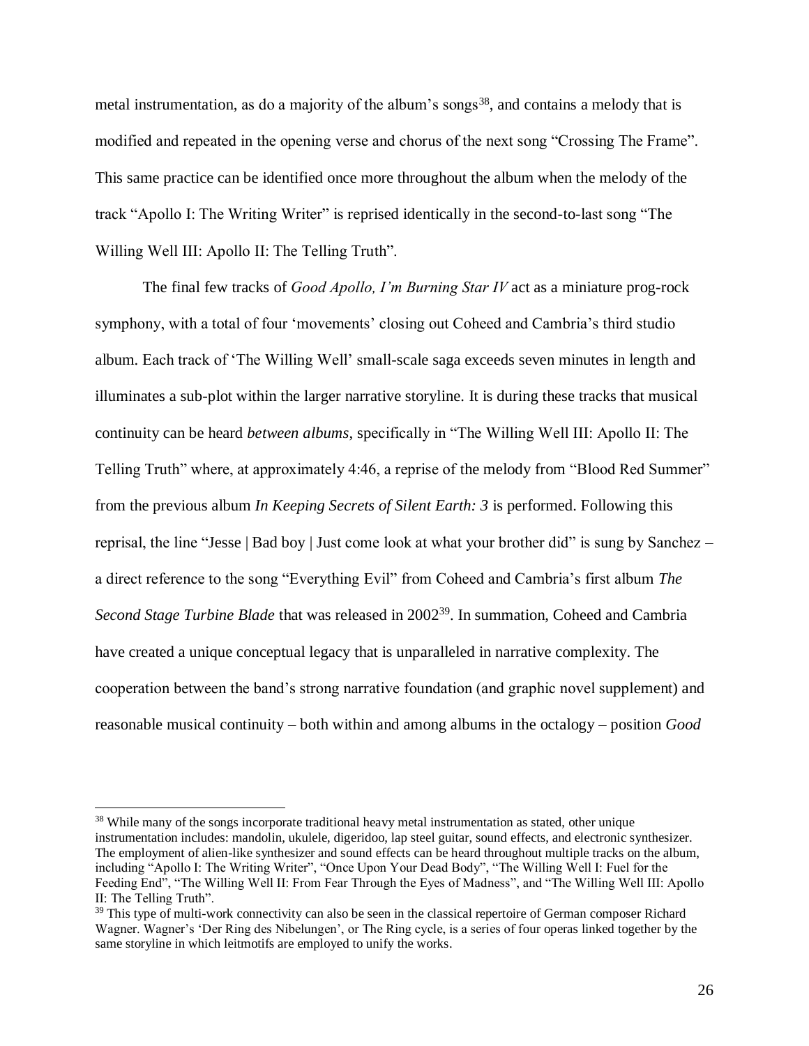metal instrumentation, as do a majority of the album's songs[38], and contains a melody that is modified and repeated in the opening verse and chorus of the next song "Crossing The Frame". This same practice can be identified once more throughout the album when the melody of the track "Apollo I: The Writing Writer" is reprised identically in the second-to-last song "The Willing Well III: Apollo II: The Telling Truth".

The final few tracks of *Good Apollo, I'm Burning Star IV* act as a miniature prog-rock symphony, with a total of four 'movements' closing out Coheed and Cambria's third studio album. Each track of 'The Willing Well' small-scale saga exceeds seven minutes in length and illuminates a sub-plot within the larger narrative storyline. It is during these tracks that musical continuity can be heard *between albums*, specifically in "The Willing Well III: Apollo II: The Telling Truth" where, at approximately 4:46, a reprise of the melody from "Blood Red Summer" from the previous album *In Keeping Secrets of Silent Earth: 3* is performed. Following this reprisal, the line "Jesse | Bad boy | Just come look at what your brother did" is sung by Sanchez – a direct reference to the song "Everything Evil" from Coheed and Cambria's first album *The Second Stage Turbine Blade* that was released in 2002[39]. In summation, Coheed and Cambria have created a unique conceptual legacy that is unparalleled in narrative complexity. The cooperation between the band's strong narrative foundation (and graphic novel supplement) and reasonable musical continuity – both within and among albums in the octalogy – position *Good*

---

[38] While many of the songs incorporate traditional heavy metal instrumentation as stated, other unique instrumentation includes: mandolin, ukulele, digeridoo, lap steel guitar, sound effects, and electronic synthesizer. The employment of alien-like synthesizer and sound effects can be heard throughout multiple tracks on the album, including "Apollo I: The Writing Writer", "Once Upon Your Dead Body", "The Willing Well I: Fuel for the Feeding End", "The Willing Well II: From Fear Through the Eyes of Madness", and "The Willing Well III: Apollo II: The Telling Truth".

[39] This type of multi-work connectivity can also be seen in the classical repertoire of German composer Richard Wagner. Wagner's 'Der Ring des Nibelungen', or The Ring cycle, is a series of four operas linked together by the same storyline in which leitmotifs are employed to unify the works.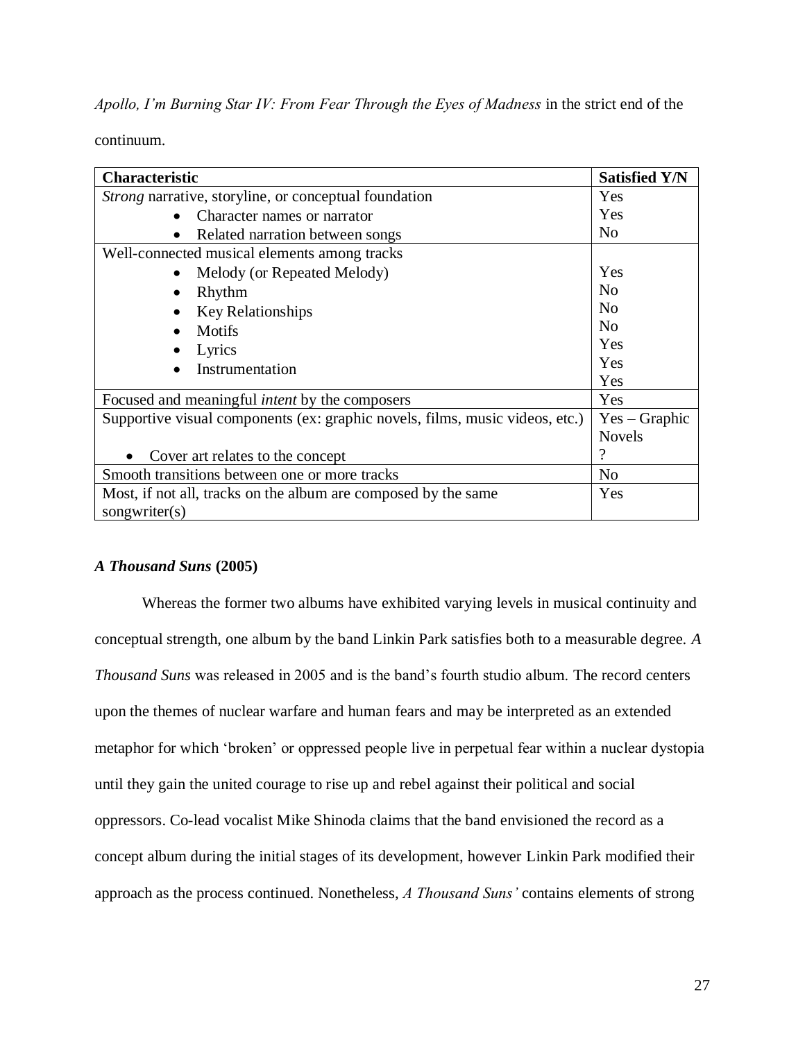*Apollo, I'm Burning Star IV: From Fear Through the Eyes of Madness* in the strict end of the continuum.

| Characteristic | Satisfied Y/N |
|---|---|
| *Strong* narrative, storyline, or conceptual foundation | Yes |
| • Character names or narrator | Yes |
| • Related narration between songs | No |
| Well-connected musical elements among tracks | |
| • Melody (or Repeated Melody) | Yes |
| • Rhythm | No |
| • Key Relationships | No |
| • Motifs | No |
| • Lyrics | Yes |
| • Instrumentation | Yes |
| | Yes |
| Focused and meaningful *intent* by the composers | Yes |
| Supportive visual components (ex: graphic novels, films, music videos, etc.) | Yes – Graphic Novels |
| • Cover art relates to the concept | ? |
| Smooth transitions between one or more tracks | No |
| Most, if not all, tracks on the album are composed by the same songwriter(s) | Yes |

### *A Thousand Suns* (2005)

Whereas the former two albums have exhibited varying levels in musical continuity and conceptual strength, one album by the band Linkin Park satisfies both to a measurable degree. *A Thousand Suns* was released in 2005 and is the band's fourth studio album. The record centers upon the themes of nuclear warfare and human fears and may be interpreted as an extended metaphor for which 'broken' or oppressed people live in perpetual fear within a nuclear dystopia until they gain the united courage to rise up and rebel against their political and social oppressors. Co-lead vocalist Mike Shinoda claims that the band envisioned the record as a concept album during the initial stages of its development, however Linkin Park modified their approach as the process continued. Nonetheless, *A Thousand Suns'* contains elements of strong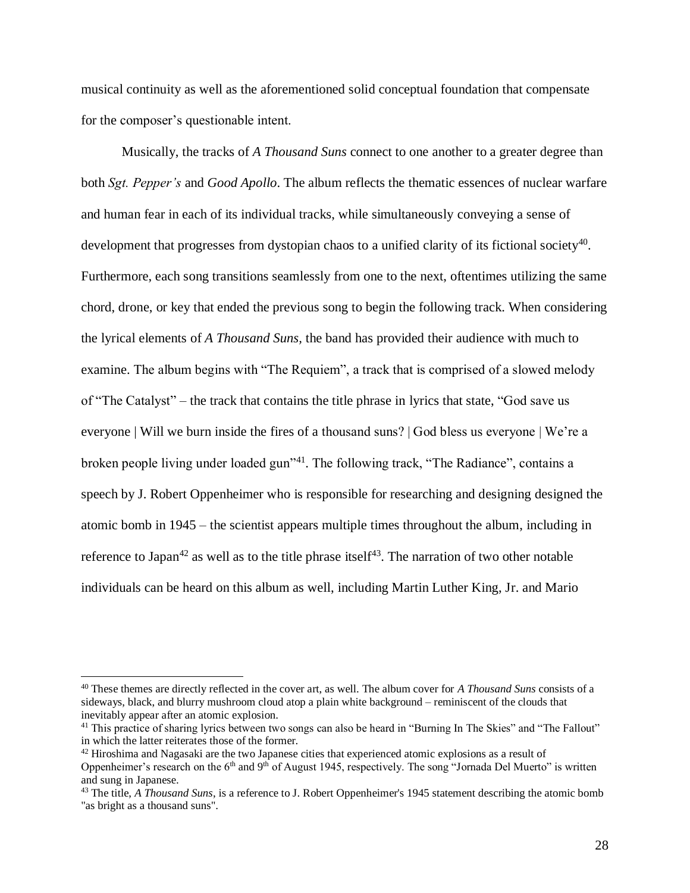musical continuity as well as the aforementioned solid conceptual foundation that compensate for the composer's questionable intent.

Musically, the tracks of *A Thousand Suns* connect to one another to a greater degree than both *Sgt. Pepper's* and *Good Apollo*. The album reflects the thematic essences of nuclear warfare and human fear in each of its individual tracks, while simultaneously conveying a sense of development that progresses from dystopian chaos to a unified clarity of its fictional society[40]. Furthermore, each song transitions seamlessly from one to the next, oftentimes utilizing the same chord, drone, or key that ended the previous song to begin the following track. When considering the lyrical elements of *A Thousand Suns,* the band has provided their audience with much to examine. The album begins with "The Requiem", a track that is comprised of a slowed melody of "The Catalyst" – the track that contains the title phrase in lyrics that state, "God save us everyone | Will we burn inside the fires of a thousand suns? | God bless us everyone | We're a broken people living under loaded gun"[41]. The following track, "The Radiance", contains a speech by J. Robert Oppenheimer who is responsible for researching and designing designed the atomic bomb in 1945 – the scientist appears multiple times throughout the album, including in reference to Japan[42] as well as to the title phrase itself[43]. The narration of two other notable individuals can be heard on this album as well, including Martin Luther King, Jr. and Mario

---

[40] These themes are directly reflected in the cover art, as well. The album cover for *A Thousand Suns* consists of a sideways, black, and blurry mushroom cloud atop a plain white background – reminiscent of the clouds that inevitably appear after an atomic explosion.

[41] This practice of sharing lyrics between two songs can also be heard in "Burning In The Skies" and "The Fallout" in which the latter reiterates those of the former.

[42] Hiroshima and Nagasaki are the two Japanese cities that experienced atomic explosions as a result of Oppenheimer's research on the 6th and 9th of August 1945, respectively. The song "Jornada Del Muerto" is written and sung in Japanese.

[43] The title, *A Thousand Suns*, is a reference to J. Robert Oppenheimer's 1945 statement describing the atomic bomb "as bright as a thousand suns".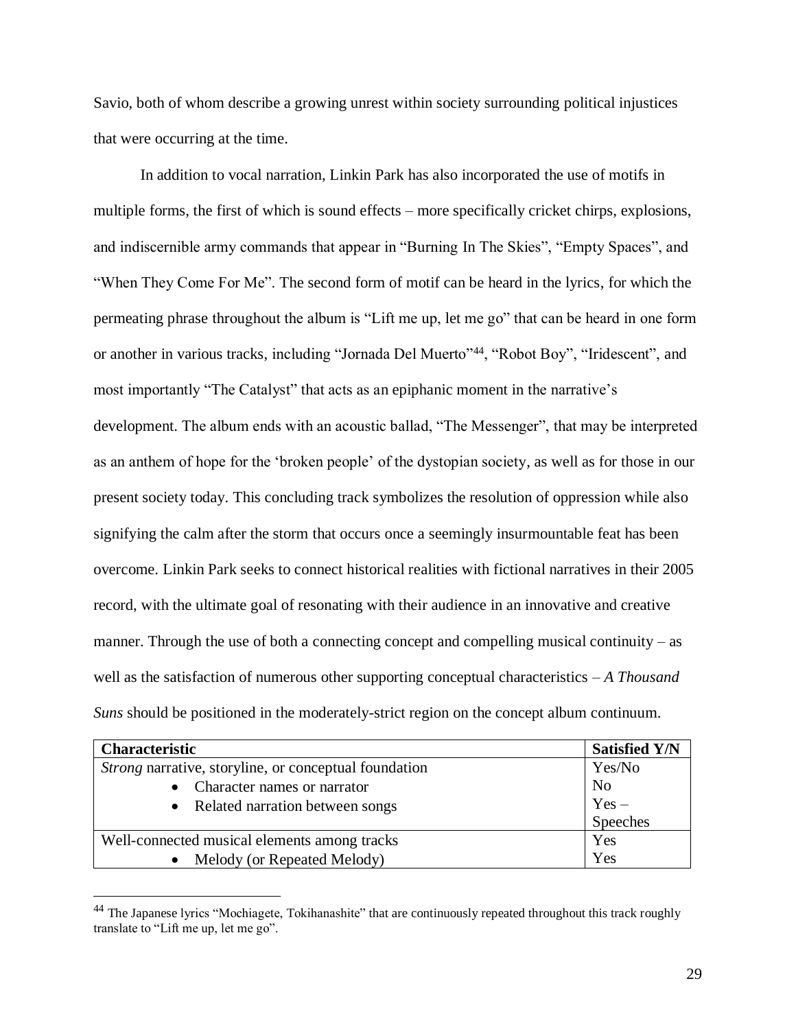Savio, both of whom describe a growing unrest within society surrounding political injustices that were occurring at the time.

In addition to vocal narration, Linkin Park has also incorporated the use of motifs in multiple forms, the first of which is sound effects – more specifically cricket chirps, explosions, and indiscernible army commands that appear in "Burning In The Skies", "Empty Spaces", and "When They Come For Me". The second form of motif can be heard in the lyrics, for which the permeating phrase throughout the album is "Lift me up, let me go" that can be heard in one form or another in various tracks, including "Jornada Del Muerto"[44], "Robot Boy", "Iridescent", and most importantly "The Catalyst" that acts as an epiphanic moment in the narrative's development. The album ends with an acoustic ballad, "The Messenger", that may be interpreted as an anthem of hope for the 'broken people' of the dystopian society, as well as for those in our present society today. This concluding track symbolizes the resolution of oppression while also signifying the calm after the storm that occurs once a seemingly insurmountable feat has been overcome. Linkin Park seeks to connect historical realities with fictional narratives in their 2005 record, with the ultimate goal of resonating with their audience in an innovative and creative manner. Through the use of both a connecting concept and compelling musical continuity – as well as the satisfaction of numerous other supporting conceptual characteristics – *A Thousand Suns* should be positioned in the moderately-strict region on the concept album continuum.

| **Characteristic** | **Satisfied Y/N** |
|---|---|
| *Strong* narrative, storyline, or conceptual foundation | Yes/No |
| • Character names or narrator | No |
| • Related narration between songs | Yes – Speeches |
| Well-connected musical elements among tracks | Yes |
| • Melody (or Repeated Melody) | Yes |

[44] The Japanese lyrics "Mochiagete, Tokihanashite" that are continuously repeated throughout this track roughly translate to "Lift me up, let me go".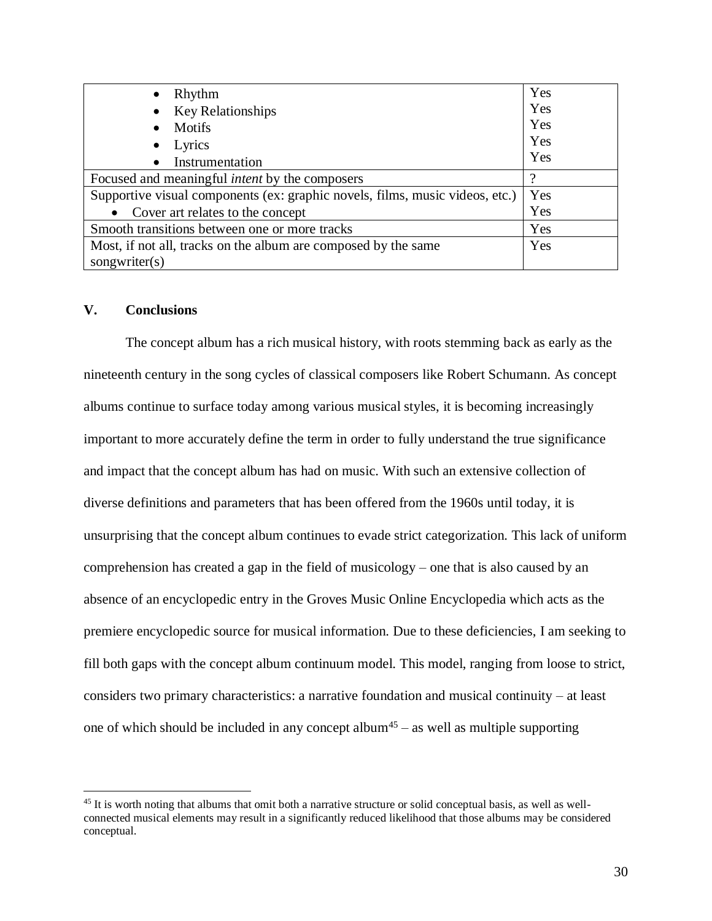| | |
|---|---|
| • Rhythm<br>• Key Relationships<br>• Motifs<br>• Lyrics<br>• Instrumentation | Yes<br>Yes<br>Yes<br>Yes<br>Yes |
| Focused and meaningful *intent* by the composers | ? |
| Supportive visual components (ex: graphic novels, films, music videos, etc.)<br>• Cover art relates to the concept | Yes<br>Yes |
| Smooth transitions between one or more tracks | Yes |
| Most, if not all, tracks on the album are composed by the same songwriter(s) | Yes |

## V. Conclusions

The concept album has a rich musical history, with roots stemming back as early as the nineteenth century in the song cycles of classical composers like Robert Schumann. As concept albums continue to surface today among various musical styles, it is becoming increasingly important to more accurately define the term in order to fully understand the true significance and impact that the concept album has had on music. With such an extensive collection of diverse definitions and parameters that has been offered from the 1960s until today, it is unsurprising that the concept album continues to evade strict categorization. This lack of uniform comprehension has created a gap in the field of musicology – one that is also caused by an absence of an encyclopedic entry in the Groves Music Online Encyclopedia which acts as the premiere encyclopedic source for musical information. Due to these deficiencies, I am seeking to fill both gaps with the concept album continuum model. This model, ranging from loose to strict, considers two primary characteristics: a narrative foundation and musical continuity – at least one of which should be included in any concept album[45] – as well as multiple supporting

[45] It is worth noting that albums that omit both a narrative structure or solid conceptual basis, as well as well-connected musical elements may result in a significantly reduced likelihood that those albums may be considered conceptual.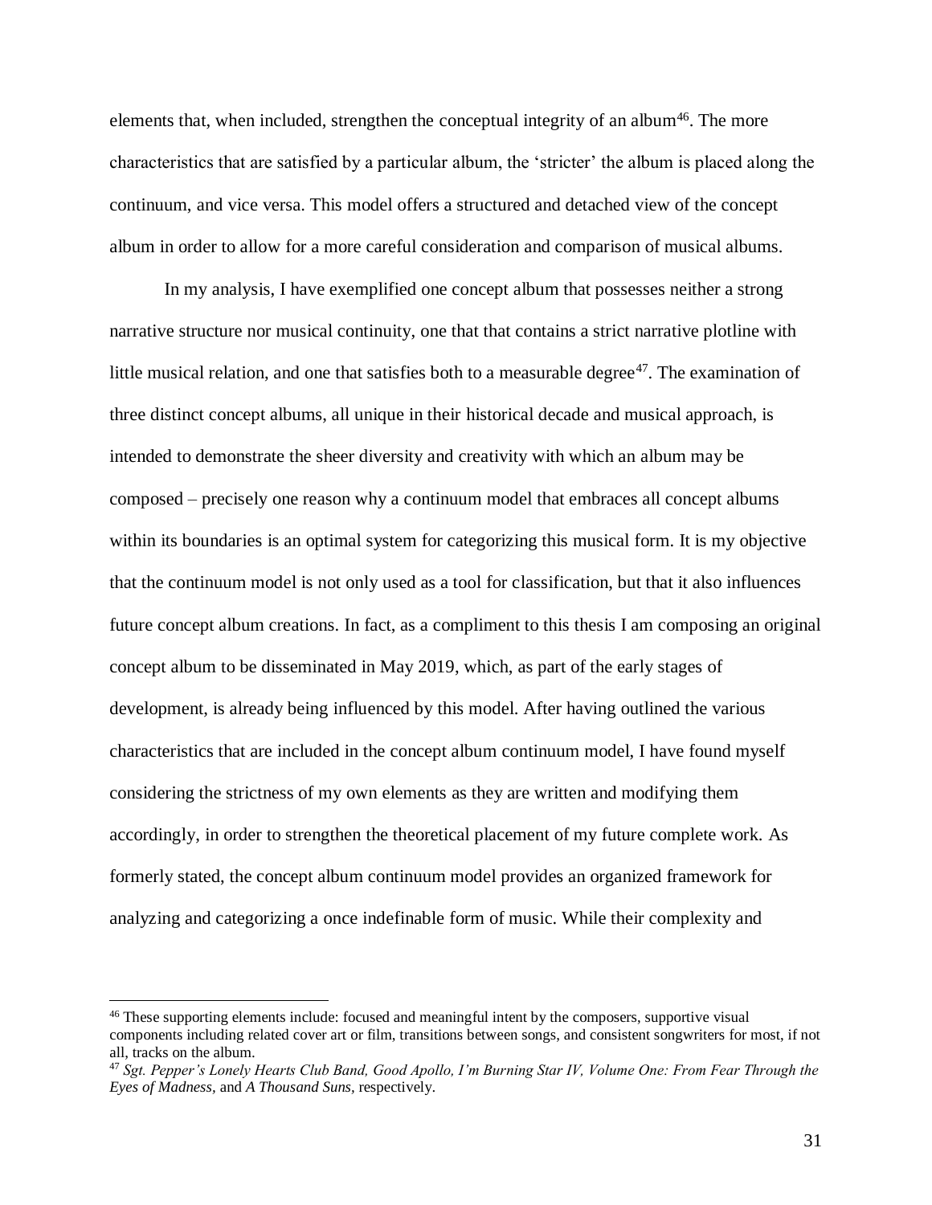elements that, when included, strengthen the conceptual integrity of an album[46]. The more characteristics that are satisfied by a particular album, the 'stricter' the album is placed along the continuum, and vice versa. This model offers a structured and detached view of the concept album in order to allow for a more careful consideration and comparison of musical albums.

In my analysis, I have exemplified one concept album that possesses neither a strong narrative structure nor musical continuity, one that that contains a strict narrative plotline with little musical relation, and one that satisfies both to a measurable degree[47]. The examination of three distinct concept albums, all unique in their historical decade and musical approach, is intended to demonstrate the sheer diversity and creativity with which an album may be composed – precisely one reason why a continuum model that embraces all concept albums within its boundaries is an optimal system for categorizing this musical form. It is my objective that the continuum model is not only used as a tool for classification, but that it also influences future concept album creations. In fact, as a compliment to this thesis I am composing an original concept album to be disseminated in May 2019, which, as part of the early stages of development, is already being influenced by this model. After having outlined the various characteristics that are included in the concept album continuum model, I have found myself considering the strictness of my own elements as they are written and modifying them accordingly, in order to strengthen the theoretical placement of my future complete work. As formerly stated, the concept album continuum model provides an organized framework for analyzing and categorizing a once indefinable form of music. While their complexity and

---

[46] These supporting elements include: focused and meaningful intent by the composers, supportive visual components including related cover art or film, transitions between songs, and consistent songwriters for most, if not all, tracks on the album.

[47] *Sgt. Pepper's Lonely Hearts Club Band, Good Apollo, I'm Burning Star IV, Volume One: From Fear Through the Eyes of Madness,* and *A Thousand Suns,* respectively.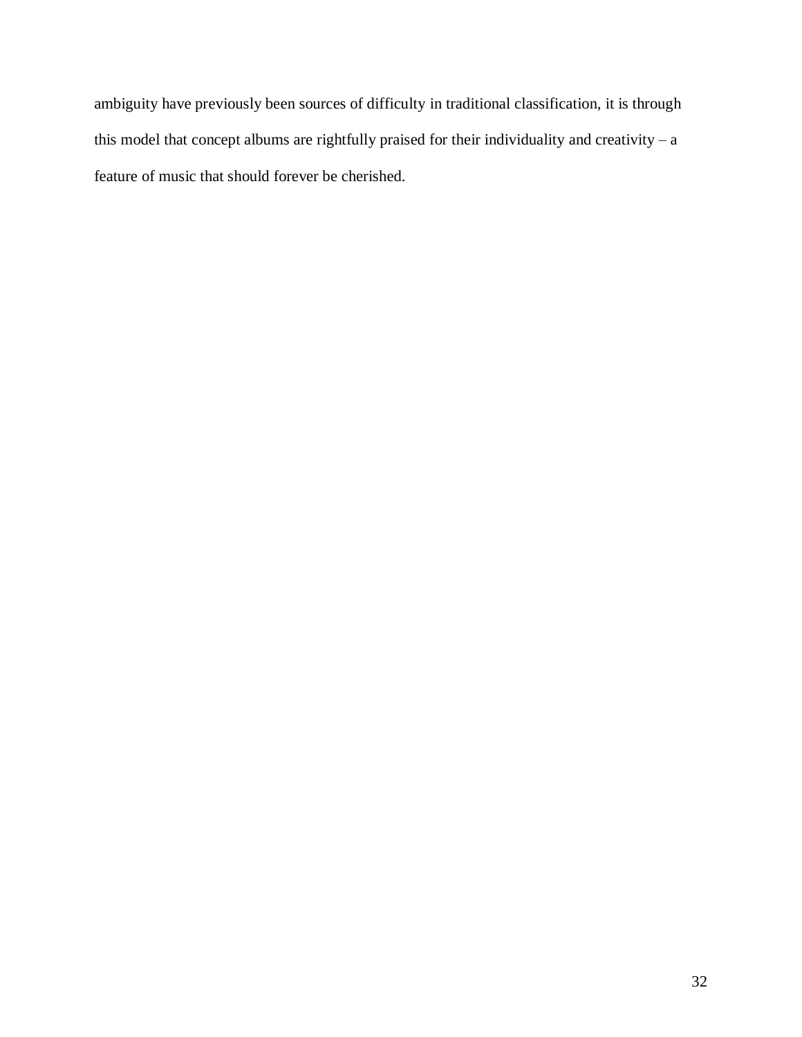ambiguity have previously been sources of difficulty in traditional classification, it is through this model that concept albums are rightfully praised for their individuality and creativity – a feature of music that should forever be cherished.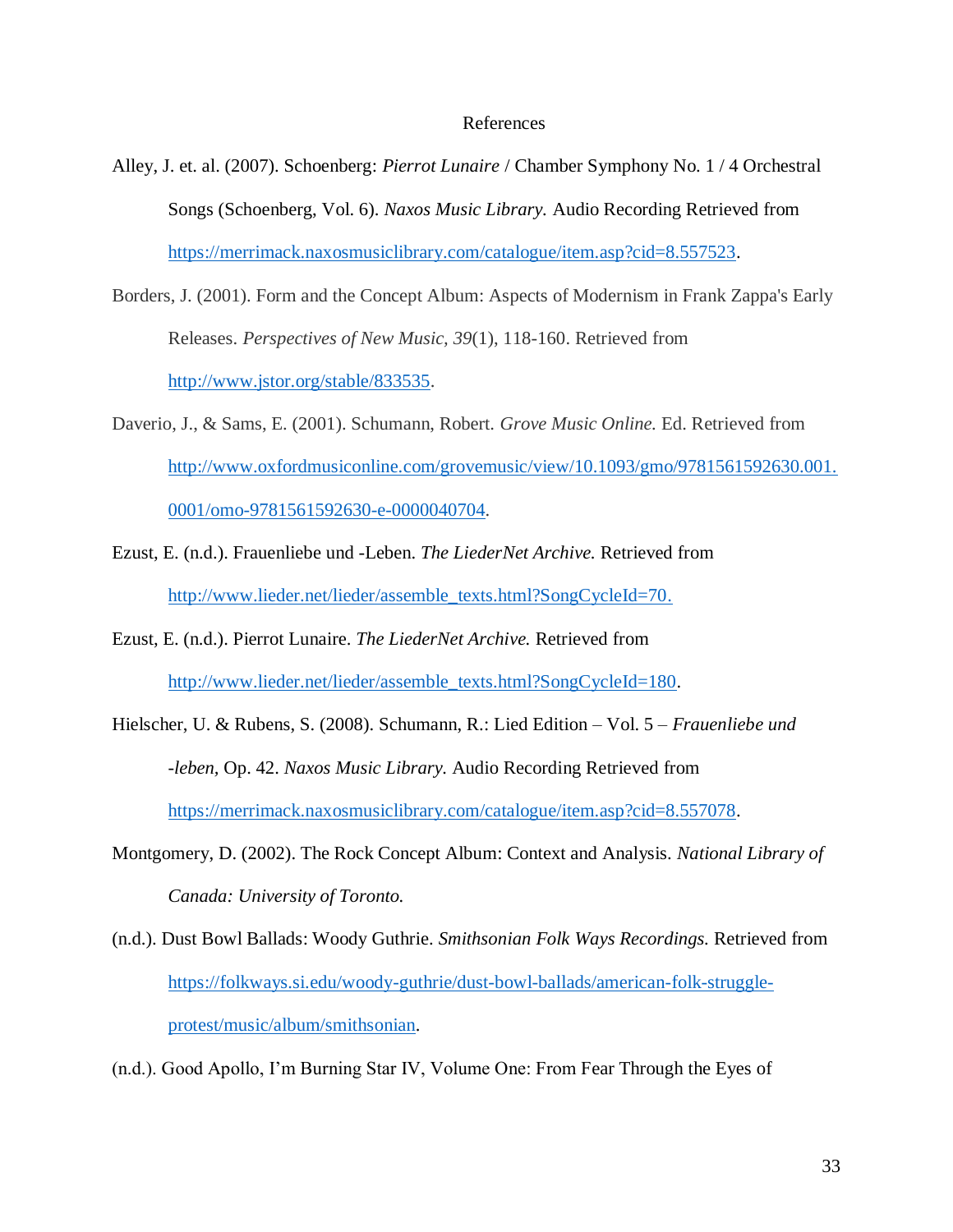# References

Alley, J. et. al. (2007). Schoenberg: *Pierrot Lunaire* / Chamber Symphony No. 1 / 4 Orchestral Songs (Schoenberg, Vol. 6). *Naxos Music Library.* Audio Recording Retrieved from https://merrimack.naxosmusiclibrary.com/catalogue/item.asp?cid=8.557523.

Borders, J. (2001). Form and the Concept Album: Aspects of Modernism in Frank Zappa's Early Releases. *Perspectives of New Music, 39*(1), 118-160. Retrieved from http://www.jstor.org/stable/833535.

Daverio, J., & Sams, E. (2001). Schumann, Robert. *Grove Music Online.* Ed. Retrieved from http://www.oxfordmusiconline.com/grovemusic/view/10.1093/gmo/9781561592630.001.0001/omo-9781561592630-e-0000040704.

Ezust, E. (n.d.). Frauenliebe und -Leben. *The LiederNet Archive.* Retrieved from http://www.lieder.net/lieder/assemble_texts.html?SongCycleId=70.

Ezust, E. (n.d.). Pierrot Lunaire. *The LiederNet Archive.* Retrieved from http://www.lieder.net/lieder/assemble_texts.html?SongCycleId=180.

Hielscher, U. & Rubens, S. (2008). Schumann, R.: Lied Edition – Vol. 5 – *Frauenliebe und -leben*, Op. 42. *Naxos Music Library.* Audio Recording Retrieved from https://merrimack.naxosmusiclibrary.com/catalogue/item.asp?cid=8.557078.

Montgomery, D. (2002). The Rock Concept Album: Context and Analysis. *National Library of Canada: University of Toronto.*

(n.d.). Dust Bowl Ballads: Woody Guthrie. *Smithsonian Folk Ways Recordings.* Retrieved from https://folkways.si.edu/woody-guthrie/dust-bowl-ballads/american-folk-struggle-protest/music/album/smithsonian.

(n.d.). Good Apollo, I'm Burning Star IV, Volume One: From Fear Through the Eyes of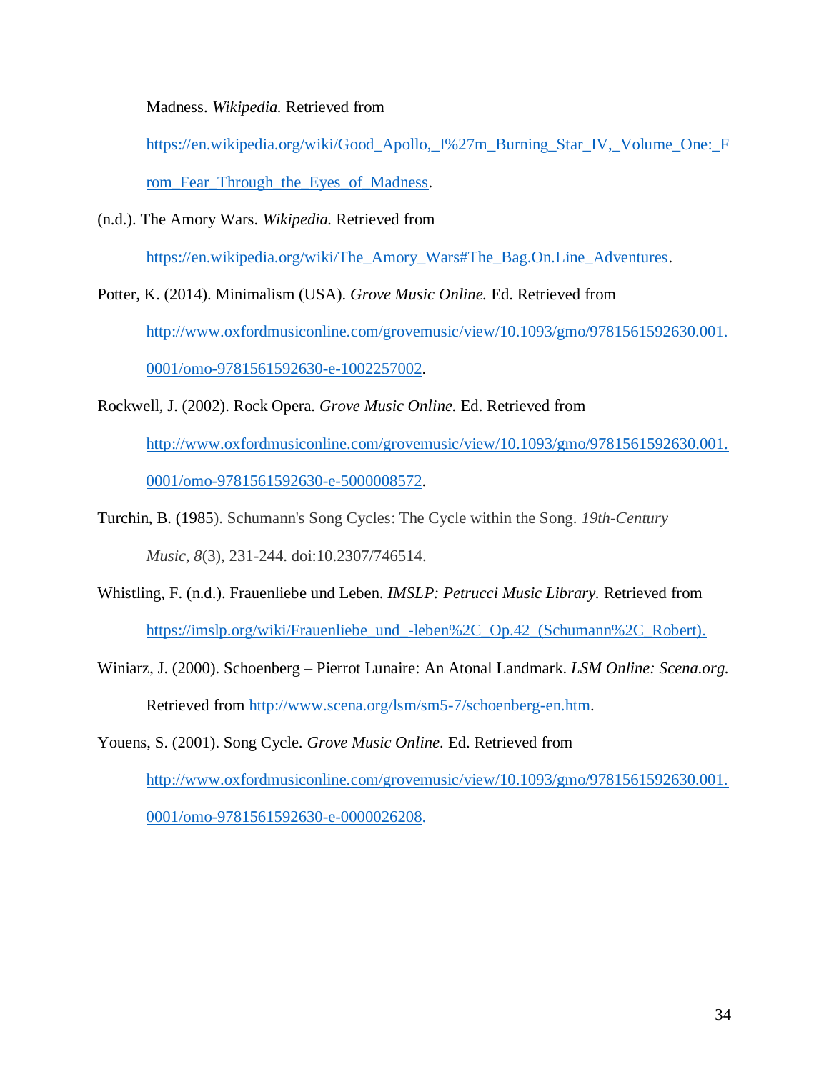Madness. *Wikipedia.* Retrieved from https://en.wikipedia.org/wiki/Good_Apollo,_I%27m_Burning_Star_IV,_Volume_One:_From_Fear_Through_the_Eyes_of_Madness.

(n.d.). The Amory Wars. *Wikipedia.* Retrieved from https://en.wikipedia.org/wiki/The_Amory_Wars#The_Bag.On.Line_Adventures.

Potter, K. (2014). Minimalism (USA). *Grove Music Online.* Ed. Retrieved from http://www.oxfordmusiconline.com/grovemusic/view/10.1093/gmo/9781561592630.001.0001/omo-9781561592630-e-1002257002.

Rockwell, J. (2002). Rock Opera. *Grove Music Online.* Ed. Retrieved from http://www.oxfordmusiconline.com/grovemusic/view/10.1093/gmo/9781561592630.001.0001/omo-9781561592630-e-5000008572.

Turchin, B. (1985). Schumann's Song Cycles: The Cycle within the Song. *19th-Century Music, 8*(3), 231-244. doi:10.2307/746514.

Whistling, F. (n.d.). Frauenliebe und Leben. *IMSLP: Petrucci Music Library.* Retrieved from https://imslp.org/wiki/Frauenliebe_und_-leben%2C_Op.42_(Schumann%2C_Robert).

Winiarz, J. (2000). Schoenberg – Pierrot Lunaire: An Atonal Landmark. *LSM Online: Scena.org.* Retrieved from http://www.scena.org/lsm/sm5-7/schoenberg-en.htm.

Youens, S. (2001). Song Cycle. *Grove Music Online.* Ed. Retrieved from http://www.oxfordmusiconline.com/grovemusic/view/10.1093/gmo/9781561592630.001.0001/omo-9781561592630-e-0000026208.